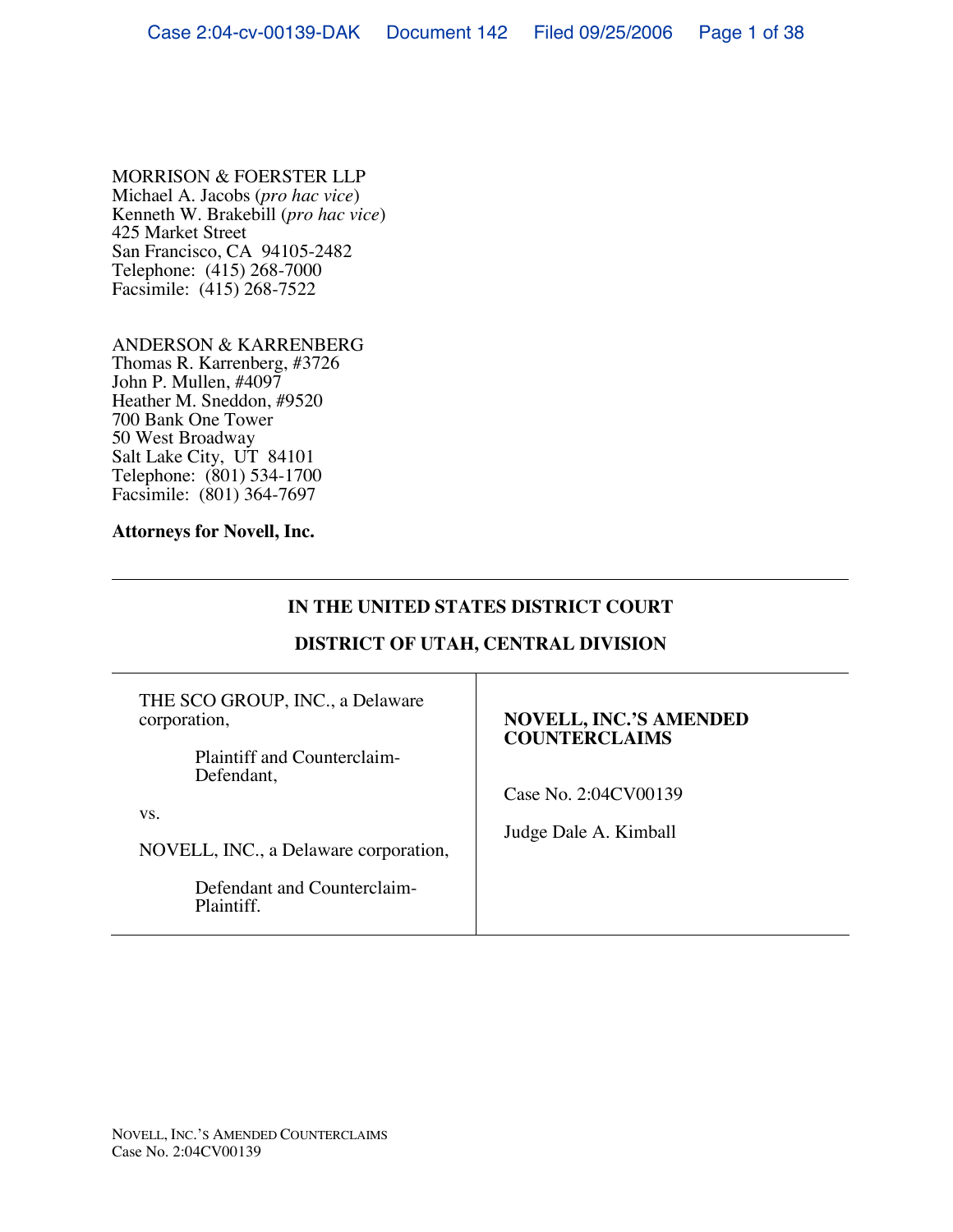MORRISON & FOERSTER LLP
Michael A. Jacobs (*pro hac vice*)
Kenneth W. Brakebill (*pro hac vice*)
425 Market Street
San Francisco, CA 94105-2482
Telephone: (415) 268-7000
Facsimile: (415) 268-7522

ANDERSON & KARRENBERG
Thomas R. Karrenberg, #3726
John P. Mullen, #4097
Heather M. Sneddon, #9520
700 Bank One Tower
50 West Broadway
Salt Lake City, UT 84101
Telephone: (801) 534-1700
Facsimile: (801) 364-7697

**Attorneys for Novell, Inc.**

**IN THE UNITED STATES DISTRICT COURT**

**DISTRICT OF UTAH, CENTRAL DIVISION**

| | |
|---|---|
| THE SCO GROUP, INC., a Delaware corporation,<br><br>Plaintiff and Counterclaim-Defendant,<br><br>vs.<br><br>NOVELL, INC., a Delaware corporation,<br><br>Defendant and Counterclaim-Plaintiff. | **NOVELL, INC.'S AMENDED COUNTERCLAIMS**<br><br>Case No. 2:04CV00139<br><br>Judge Dale A. Kimball |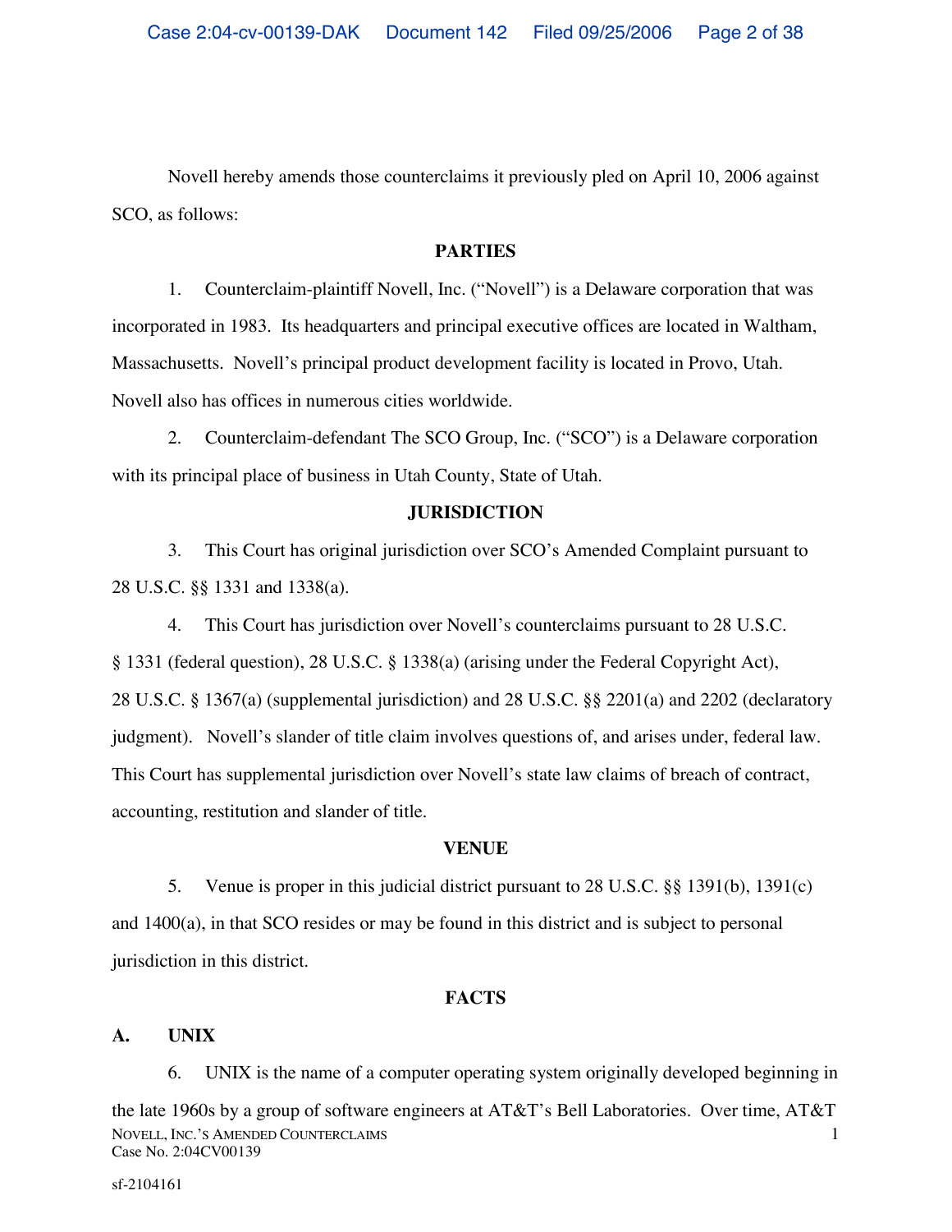Novell hereby amends those counterclaims it previously pled on April 10, 2006 against SCO, as follows:

## PARTIES

1. Counterclaim-plaintiff Novell, Inc. ("Novell") is a Delaware corporation that was incorporated in 1983. Its headquarters and principal executive offices are located in Waltham, Massachusetts. Novell's principal product development facility is located in Provo, Utah. Novell also has offices in numerous cities worldwide.

2. Counterclaim-defendant The SCO Group, Inc. ("SCO") is a Delaware corporation with its principal place of business in Utah County, State of Utah.

## JURISDICTION

3. This Court has original jurisdiction over SCO's Amended Complaint pursuant to 28 U.S.C. §§ 1331 and 1338(a).

4. This Court has jurisdiction over Novell's counterclaims pursuant to 28 U.S.C. § 1331 (federal question), 28 U.S.C. § 1338(a) (arising under the Federal Copyright Act), 28 U.S.C. § 1367(a) (supplemental jurisdiction) and 28 U.S.C. §§ 2201(a) and 2202 (declaratory judgment). Novell's slander of title claim involves questions of, and arises under, federal law. This Court has supplemental jurisdiction over Novell's state law claims of breach of contract, accounting, restitution and slander of title.

## VENUE

5. Venue is proper in this judicial district pursuant to 28 U.S.C. §§ 1391(b), 1391(c) and 1400(a), in that SCO resides or may be found in this district and is subject to personal jurisdiction in this district.

## FACTS

### A. UNIX

6. UNIX is the name of a computer operating system originally developed beginning in the late 1960s by a group of software engineers at AT&T's Bell Laboratories. Over time, AT&T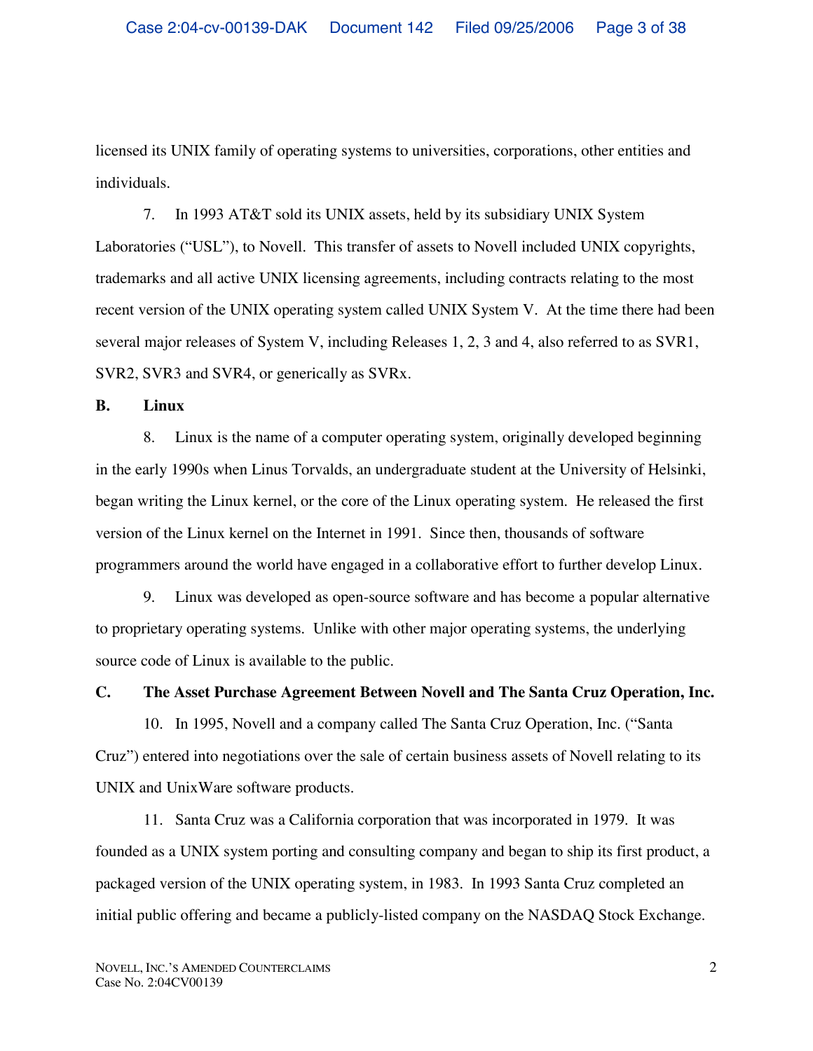licensed its UNIX family of operating systems to universities, corporations, other entities and individuals.

7. In 1993 AT&T sold its UNIX assets, held by its subsidiary UNIX System Laboratories ("USL"), to Novell. This transfer of assets to Novell included UNIX copyrights, trademarks and all active UNIX licensing agreements, including contracts relating to the most recent version of the UNIX operating system called UNIX System V. At the time there had been several major releases of System V, including Releases 1, 2, 3 and 4, also referred to as SVR1, SVR2, SVR3 and SVR4, or generically as SVRx.

**B. Linux**

8. Linux is the name of a computer operating system, originally developed beginning in the early 1990s when Linus Torvalds, an undergraduate student at the University of Helsinki, began writing the Linux kernel, or the core of the Linux operating system. He released the first version of the Linux kernel on the Internet in 1991. Since then, thousands of software programmers around the world have engaged in a collaborative effort to further develop Linux.

9. Linux was developed as open-source software and has become a popular alternative to proprietary operating systems. Unlike with other major operating systems, the underlying source code of Linux is available to the public.

**C. The Asset Purchase Agreement Between Novell and The Santa Cruz Operation, Inc.**

10. In 1995, Novell and a company called The Santa Cruz Operation, Inc. ("Santa Cruz") entered into negotiations over the sale of certain business assets of Novell relating to its UNIX and UnixWare software products.

11. Santa Cruz was a California corporation that was incorporated in 1979. It was founded as a UNIX system porting and consulting company and began to ship its first product, a packaged version of the UNIX operating system, in 1983. In 1993 Santa Cruz completed an initial public offering and became a publicly-listed company on the NASDAQ Stock Exchange.

NOVELL, INC.'S AMENDED COUNTERCLAIMS
Case No. 2:04CV00139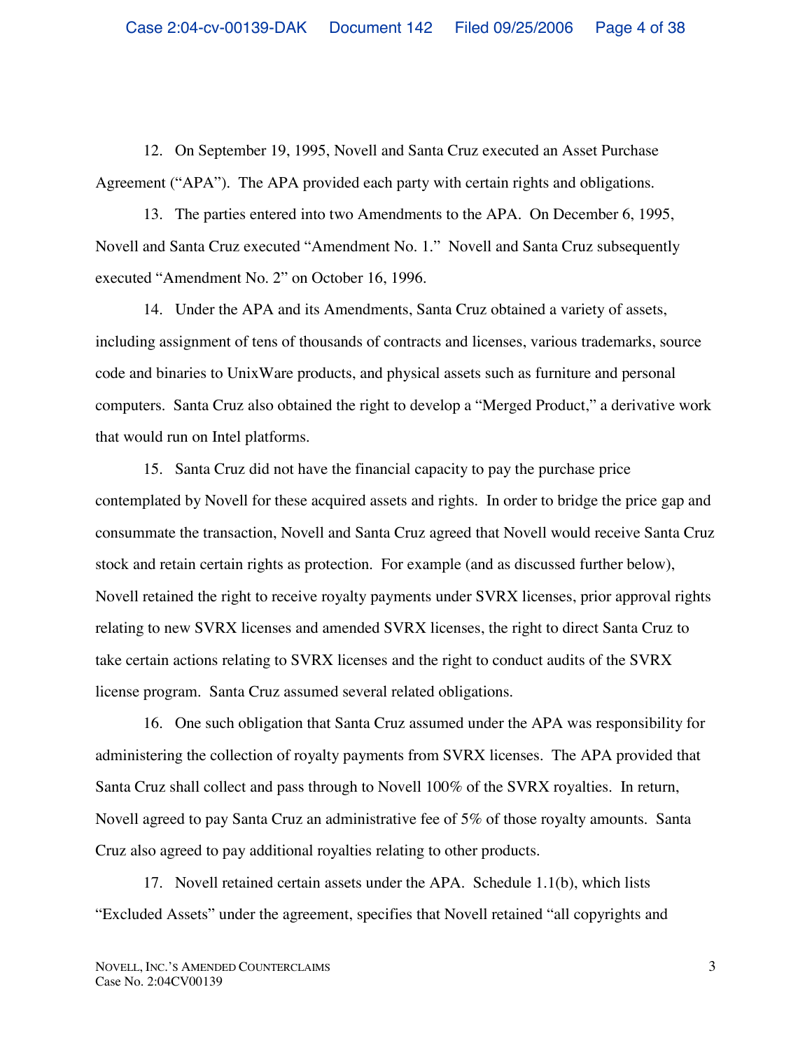12. On September 19, 1995, Novell and Santa Cruz executed an Asset Purchase Agreement ("APA"). The APA provided each party with certain rights and obligations.

13. The parties entered into two Amendments to the APA. On December 6, 1995, Novell and Santa Cruz executed "Amendment No. 1." Novell and Santa Cruz subsequently executed "Amendment No. 2" on October 16, 1996.

14. Under the APA and its Amendments, Santa Cruz obtained a variety of assets, including assignment of tens of thousands of contracts and licenses, various trademarks, source code and binaries to UnixWare products, and physical assets such as furniture and personal computers. Santa Cruz also obtained the right to develop a "Merged Product," a derivative work that would run on Intel platforms.

15. Santa Cruz did not have the financial capacity to pay the purchase price contemplated by Novell for these acquired assets and rights. In order to bridge the price gap and consummate the transaction, Novell and Santa Cruz agreed that Novell would receive Santa Cruz stock and retain certain rights as protection. For example (and as discussed further below), Novell retained the right to receive royalty payments under SVRX licenses, prior approval rights relating to new SVRX licenses and amended SVRX licenses, the right to direct Santa Cruz to take certain actions relating to SVRX licenses and the right to conduct audits of the SVRX license program. Santa Cruz assumed several related obligations.

16. One such obligation that Santa Cruz assumed under the APA was responsibility for administering the collection of royalty payments from SVRX licenses. The APA provided that Santa Cruz shall collect and pass through to Novell 100% of the SVRX royalties. In return, Novell agreed to pay Santa Cruz an administrative fee of 5% of those royalty amounts. Santa Cruz also agreed to pay additional royalties relating to other products.

17. Novell retained certain assets under the APA. Schedule 1.1(b), which lists "Excluded Assets" under the agreement, specifies that Novell retained "all copyrights and

NOVELL, INC.'S AMENDED COUNTERCLAIMS
Case No. 2:04CV00139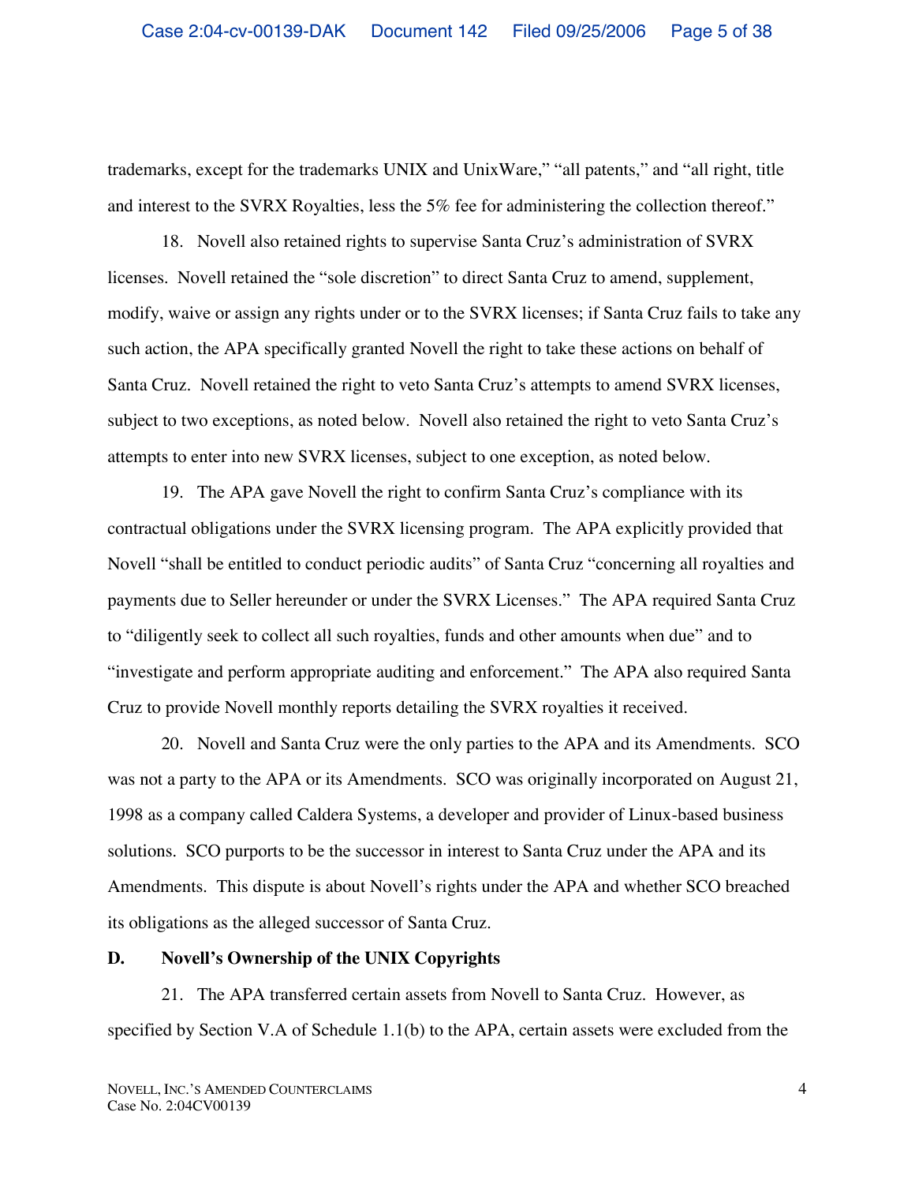trademarks, except for the trademarks UNIX and UnixWare," "all patents," and "all right, title and interest to the SVRX Royalties, less the 5% fee for administering the collection thereof."

18. Novell also retained rights to supervise Santa Cruz's administration of SVRX licenses. Novell retained the "sole discretion" to direct Santa Cruz to amend, supplement, modify, waive or assign any rights under or to the SVRX licenses; if Santa Cruz fails to take any such action, the APA specifically granted Novell the right to take these actions on behalf of Santa Cruz. Novell retained the right to veto Santa Cruz's attempts to amend SVRX licenses, subject to two exceptions, as noted below. Novell also retained the right to veto Santa Cruz's attempts to enter into new SVRX licenses, subject to one exception, as noted below.

19. The APA gave Novell the right to confirm Santa Cruz's compliance with its contractual obligations under the SVRX licensing program. The APA explicitly provided that Novell "shall be entitled to conduct periodic audits" of Santa Cruz "concerning all royalties and payments due to Seller hereunder or under the SVRX Licenses." The APA required Santa Cruz to "diligently seek to collect all such royalties, funds and other amounts when due" and to "investigate and perform appropriate auditing and enforcement." The APA also required Santa Cruz to provide Novell monthly reports detailing the SVRX royalties it received.

20. Novell and Santa Cruz were the only parties to the APA and its Amendments. SCO was not a party to the APA or its Amendments. SCO was originally incorporated on August 21, 1998 as a company called Caldera Systems, a developer and provider of Linux-based business solutions. SCO purports to be the successor in interest to Santa Cruz under the APA and its Amendments. This dispute is about Novell's rights under the APA and whether SCO breached its obligations as the alleged successor of Santa Cruz.

## D. Novell's Ownership of the UNIX Copyrights

21. The APA transferred certain assets from Novell to Santa Cruz. However, as specified by Section V.A of Schedule 1.1(b) to the APA, certain assets were excluded from the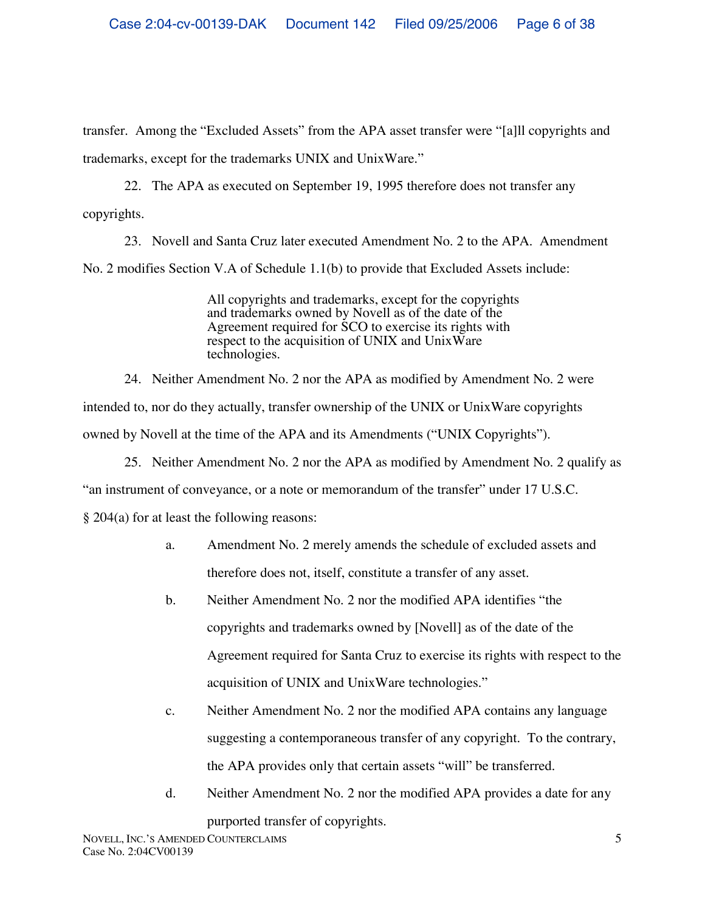transfer. Among the "Excluded Assets" from the APA asset transfer were "[a]ll copyrights and trademarks, except for the trademarks UNIX and UnixWare."

22. The APA as executed on September 19, 1995 therefore does not transfer any copyrights.

23. Novell and Santa Cruz later executed Amendment No. 2 to the APA. Amendment No. 2 modifies Section V.A of Schedule 1.1(b) to provide that Excluded Assets include:

> All copyrights and trademarks, except for the copyrights and trademarks owned by Novell as of the date of the Agreement required for SCO to exercise its rights with respect to the acquisition of UNIX and UnixWare technologies.

24. Neither Amendment No. 2 nor the APA as modified by Amendment No. 2 were intended to, nor do they actually, transfer ownership of the UNIX or UnixWare copyrights owned by Novell at the time of the APA and its Amendments ("UNIX Copyrights").

25. Neither Amendment No. 2 nor the APA as modified by Amendment No. 2 qualify as "an instrument of conveyance, or a note or memorandum of the transfer" under 17 U.S.C. § 204(a) for at least the following reasons:

a. Amendment No. 2 merely amends the schedule of excluded assets and therefore does not, itself, constitute a transfer of any asset.

b. Neither Amendment No. 2 nor the modified APA identifies "the copyrights and trademarks owned by [Novell] as of the date of the Agreement required for Santa Cruz to exercise its rights with respect to the acquisition of UNIX and UnixWare technologies."

c. Neither Amendment No. 2 nor the modified APA contains any language suggesting a contemporaneous transfer of any copyright. To the contrary, the APA provides only that certain assets "will" be transferred.

d. Neither Amendment No. 2 nor the modified APA provides a date for any purported transfer of copyrights.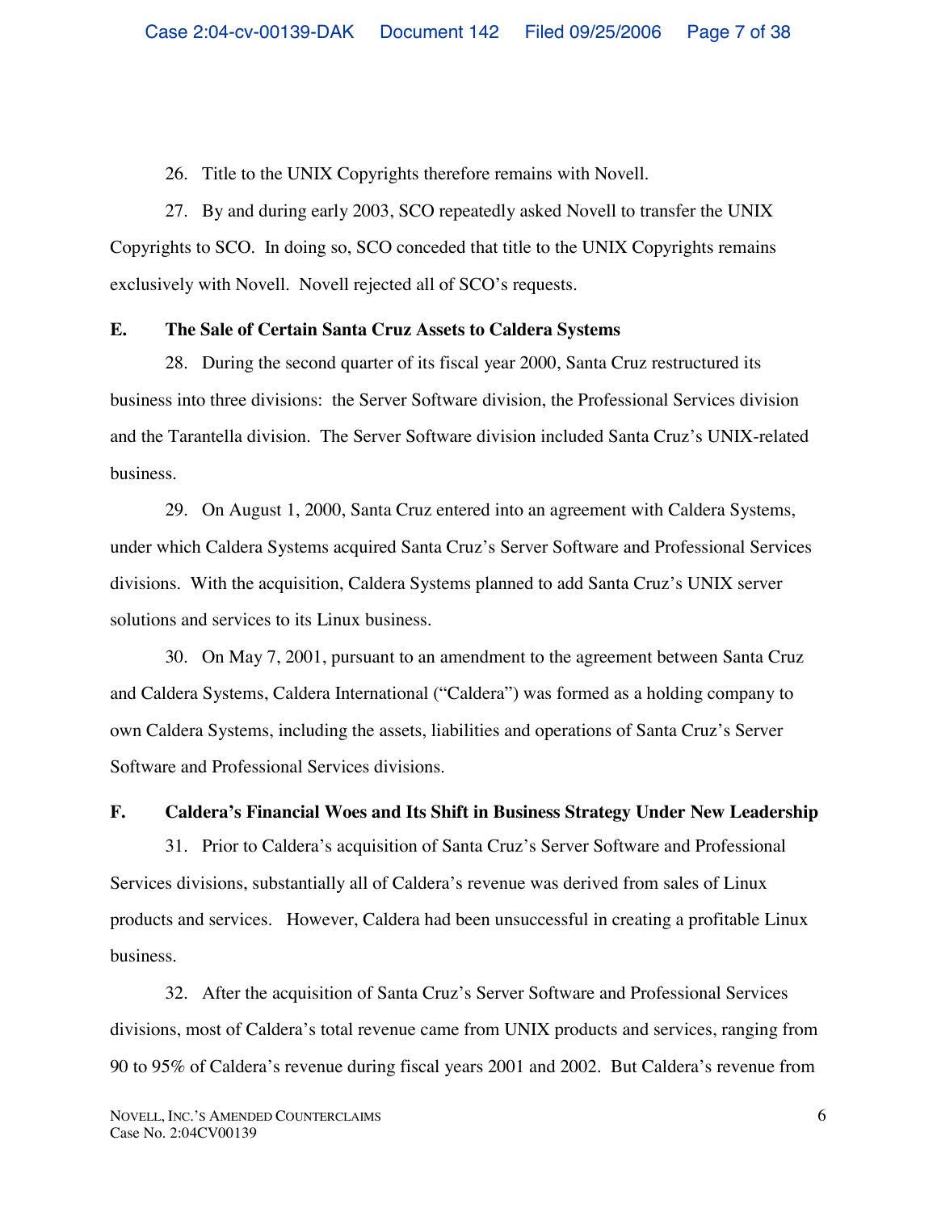26. Title to the UNIX Copyrights therefore remains with Novell.

27. By and during early 2003, SCO repeatedly asked Novell to transfer the UNIX Copyrights to SCO. In doing so, SCO conceded that title to the UNIX Copyrights remains exclusively with Novell. Novell rejected all of SCO's requests.

**E. The Sale of Certain Santa Cruz Assets to Caldera Systems**

28. During the second quarter of its fiscal year 2000, Santa Cruz restructured its business into three divisions: the Server Software division, the Professional Services division and the Tarantella division. The Server Software division included Santa Cruz's UNIX-related business.

29. On August 1, 2000, Santa Cruz entered into an agreement with Caldera Systems, under which Caldera Systems acquired Santa Cruz's Server Software and Professional Services divisions. With the acquisition, Caldera Systems planned to add Santa Cruz's UNIX server solutions and services to its Linux business.

30. On May 7, 2001, pursuant to an amendment to the agreement between Santa Cruz and Caldera Systems, Caldera International ("Caldera") was formed as a holding company to own Caldera Systems, including the assets, liabilities and operations of Santa Cruz's Server Software and Professional Services divisions.

**F. Caldera's Financial Woes and Its Shift in Business Strategy Under New Leadership**

31. Prior to Caldera's acquisition of Santa Cruz's Server Software and Professional Services divisions, substantially all of Caldera's revenue was derived from sales of Linux products and services. However, Caldera had been unsuccessful in creating a profitable Linux business.

32. After the acquisition of Santa Cruz's Server Software and Professional Services divisions, most of Caldera's total revenue came from UNIX products and services, ranging from 90 to 95% of Caldera's revenue during fiscal years 2001 and 2002. But Caldera's revenue from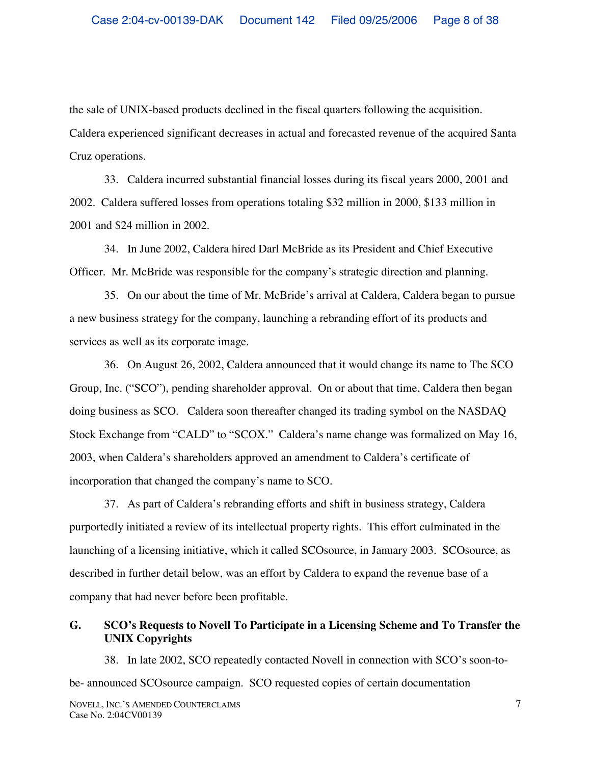the sale of UNIX-based products declined in the fiscal quarters following the acquisition. Caldera experienced significant decreases in actual and forecasted revenue of the acquired Santa Cruz operations.

33. Caldera incurred substantial financial losses during its fiscal years 2000, 2001 and 2002. Caldera suffered losses from operations totaling $32 million in 2000, $133 million in 2001 and $24 million in 2002.

34. In June 2002, Caldera hired Darl McBride as its President and Chief Executive Officer. Mr. McBride was responsible for the company's strategic direction and planning.

35. On our about the time of Mr. McBride's arrival at Caldera, Caldera began to pursue a new business strategy for the company, launching a rebranding effort of its products and services as well as its corporate image.

36. On August 26, 2002, Caldera announced that it would change its name to The SCO Group, Inc. ("SCO"), pending shareholder approval. On or about that time, Caldera then began doing business as SCO. Caldera soon thereafter changed its trading symbol on the NASDAQ Stock Exchange from "CALD" to "SCOX." Caldera's name change was formalized on May 16, 2003, when Caldera's shareholders approved an amendment to Caldera's certificate of incorporation that changed the company's name to SCO.

37. As part of Caldera's rebranding efforts and shift in business strategy, Caldera purportedly initiated a review of its intellectual property rights. This effort culminated in the launching of a licensing initiative, which it called SCOsource, in January 2003. SCOsource, as described in further detail below, was an effort by Caldera to expand the revenue base of a company that had never before been profitable.

### G. SCO's Requests to Novell To Participate in a Licensing Scheme and To Transfer the UNIX Copyrights

38. In late 2002, SCO repeatedly contacted Novell in connection with SCO's soon-to-be- announced SCOsource campaign. SCO requested copies of certain documentation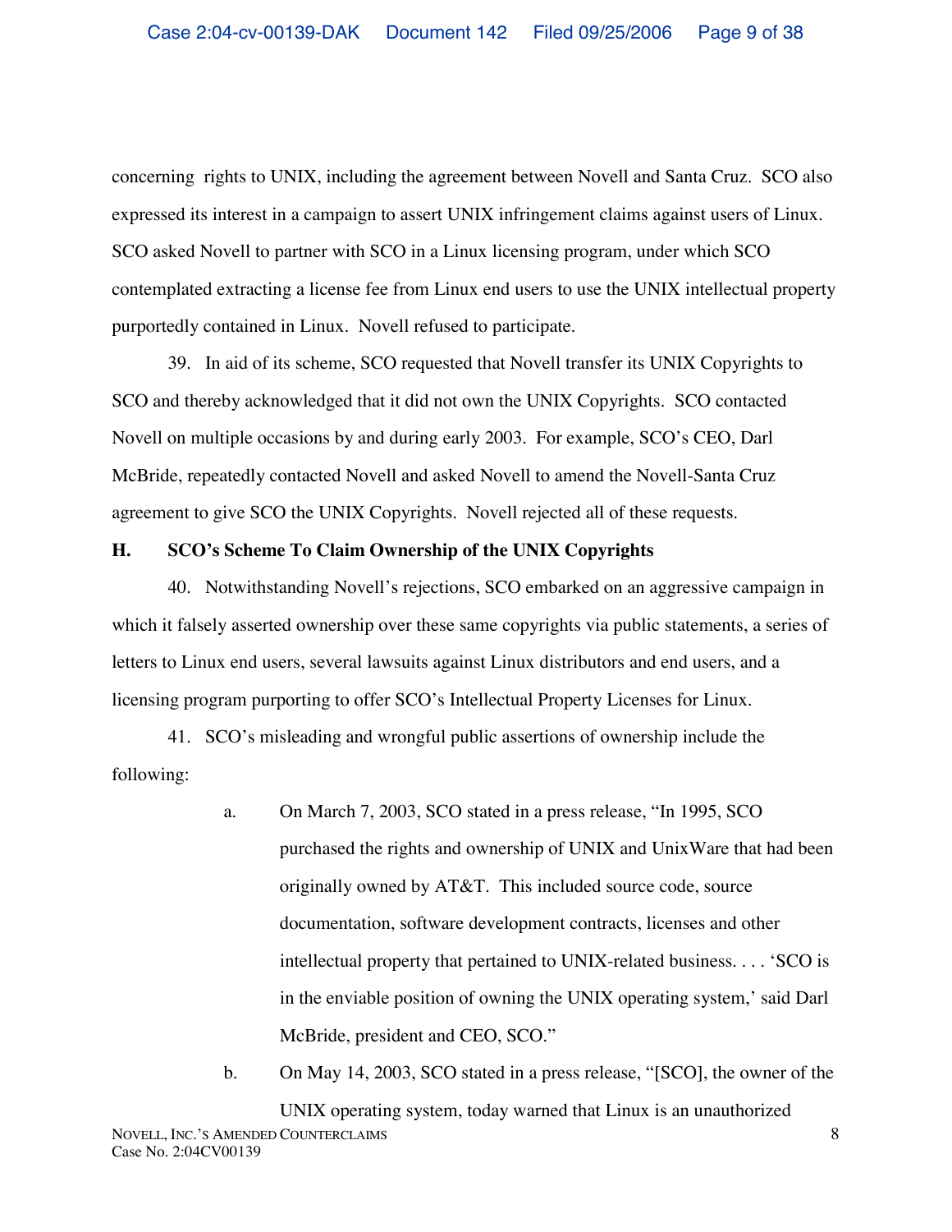concerning rights to UNIX, including the agreement between Novell and Santa Cruz. SCO also expressed its interest in a campaign to assert UNIX infringement claims against users of Linux. SCO asked Novell to partner with SCO in a Linux licensing program, under which SCO contemplated extracting a license fee from Linux end users to use the UNIX intellectual property purportedly contained in Linux. Novell refused to participate.

39. In aid of its scheme, SCO requested that Novell transfer its UNIX Copyrights to SCO and thereby acknowledged that it did not own the UNIX Copyrights. SCO contacted Novell on multiple occasions by and during early 2003. For example, SCO's CEO, Darl McBride, repeatedly contacted Novell and asked Novell to amend the Novell-Santa Cruz agreement to give SCO the UNIX Copyrights. Novell rejected all of these requests.

**H. SCO's Scheme To Claim Ownership of the UNIX Copyrights**

40. Notwithstanding Novell's rejections, SCO embarked on an aggressive campaign in which it falsely asserted ownership over these same copyrights via public statements, a series of letters to Linux end users, several lawsuits against Linux distributors and end users, and a licensing program purporting to offer SCO's Intellectual Property Licenses for Linux.

41. SCO's misleading and wrongful public assertions of ownership include the following:

a. On March 7, 2003, SCO stated in a press release, "In 1995, SCO purchased the rights and ownership of UNIX and UnixWare that had been originally owned by AT&T. This included source code, source documentation, software development contracts, licenses and other intellectual property that pertained to UNIX-related business. . . . 'SCO is in the enviable position of owning the UNIX operating system,' said Darl McBride, president and CEO, SCO."

b. On May 14, 2003, SCO stated in a press release, "[SCO], the owner of the UNIX operating system, today warned that Linux is an unauthorized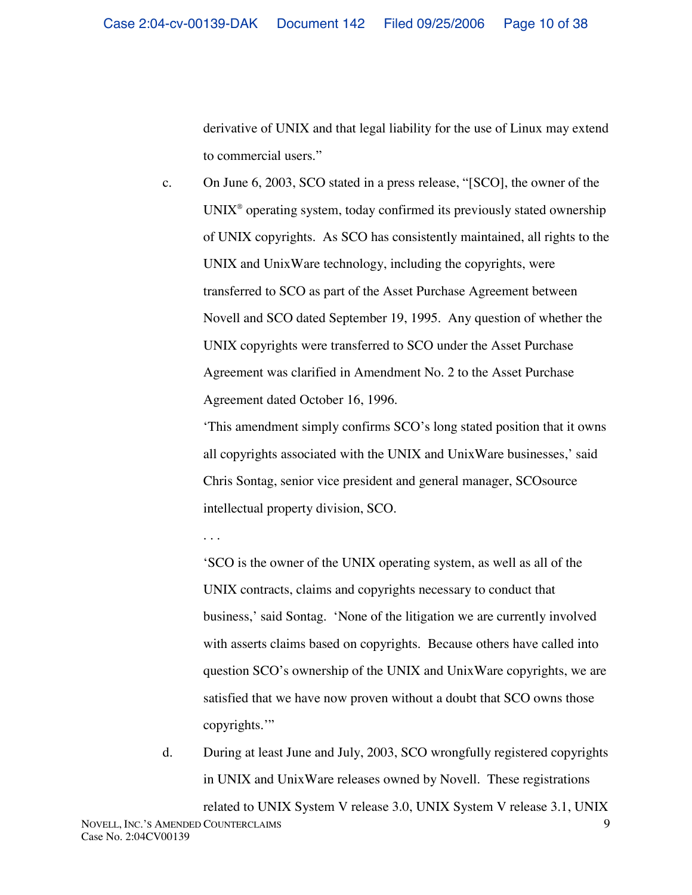derivative of UNIX and that legal liability for the use of Linux may extend to commercial users."

c. On June 6, 2003, SCO stated in a press release, "[SCO], the owner of the UNIX® operating system, today confirmed its previously stated ownership of UNIX copyrights. As SCO has consistently maintained, all rights to the UNIX and UnixWare technology, including the copyrights, were transferred to SCO as part of the Asset Purchase Agreement between Novell and SCO dated September 19, 1995. Any question of whether the UNIX copyrights were transferred to SCO under the Asset Purchase Agreement was clarified in Amendment No. 2 to the Asset Purchase Agreement dated October 16, 1996.

   'This amendment simply confirms SCO's long stated position that it owns all copyrights associated with the UNIX and UnixWare businesses,' said Chris Sontag, senior vice president and general manager, SCOsource intellectual property division, SCO.

   . . .

   'SCO is the owner of the UNIX operating system, as well as all of the UNIX contracts, claims and copyrights necessary to conduct that business,' said Sontag. 'None of the litigation we are currently involved with asserts claims based on copyrights. Because others have called into question SCO's ownership of the UNIX and UnixWare copyrights, we are satisfied that we have now proven without a doubt that SCO owns those copyrights.'"

d. During at least June and July, 2003, SCO wrongfully registered copyrights in UNIX and UnixWare releases owned by Novell. These registrations related to UNIX System V release 3.0, UNIX System V release 3.1, UNIX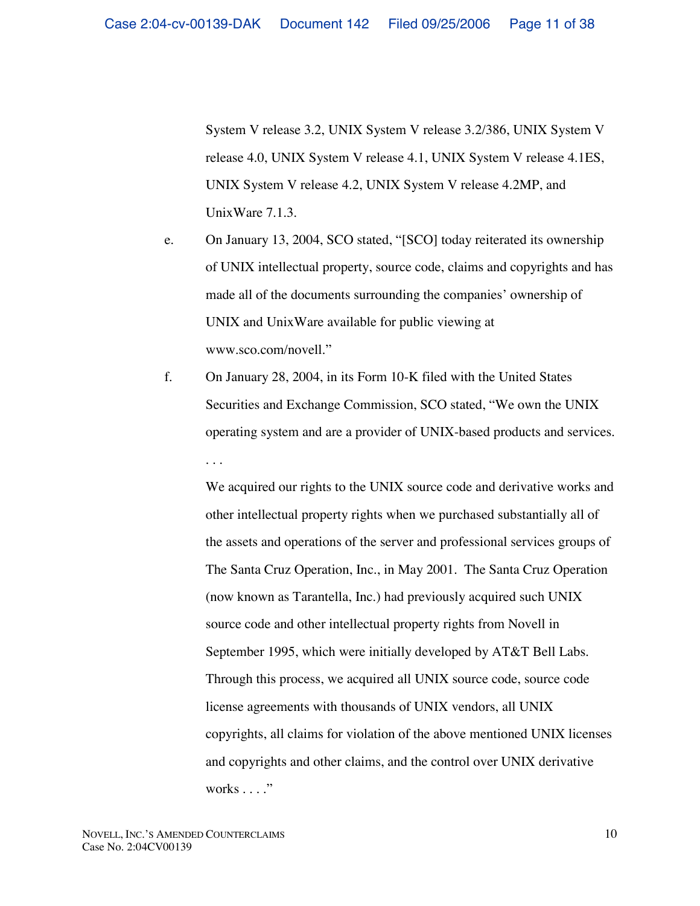System V release 3.2, UNIX System V release 3.2/386, UNIX System V release 4.0, UNIX System V release 4.1, UNIX System V release 4.1ES, UNIX System V release 4.2, UNIX System V release 4.2MP, and UnixWare 7.1.3.

e. On January 13, 2004, SCO stated, "[SCO] today reiterated its ownership of UNIX intellectual property, source code, claims and copyrights and has made all of the documents surrounding the companies' ownership of UNIX and UnixWare available for public viewing at www.sco.com/novell."

f. On January 28, 2004, in its Form 10-K filed with the United States Securities and Exchange Commission, SCO stated, "We own the UNIX operating system and are a provider of UNIX-based products and services. . . .

   We acquired our rights to the UNIX source code and derivative works and other intellectual property rights when we purchased substantially all of the assets and operations of the server and professional services groups of The Santa Cruz Operation, Inc., in May 2001. The Santa Cruz Operation (now known as Tarantella, Inc.) had previously acquired such UNIX source code and other intellectual property rights from Novell in September 1995, which were initially developed by AT&T Bell Labs. Through this process, we acquired all UNIX source code, source code license agreements with thousands of UNIX vendors, all UNIX copyrights, all claims for violation of the above mentioned UNIX licenses and copyrights and other claims, and the control over UNIX derivative works . . . ."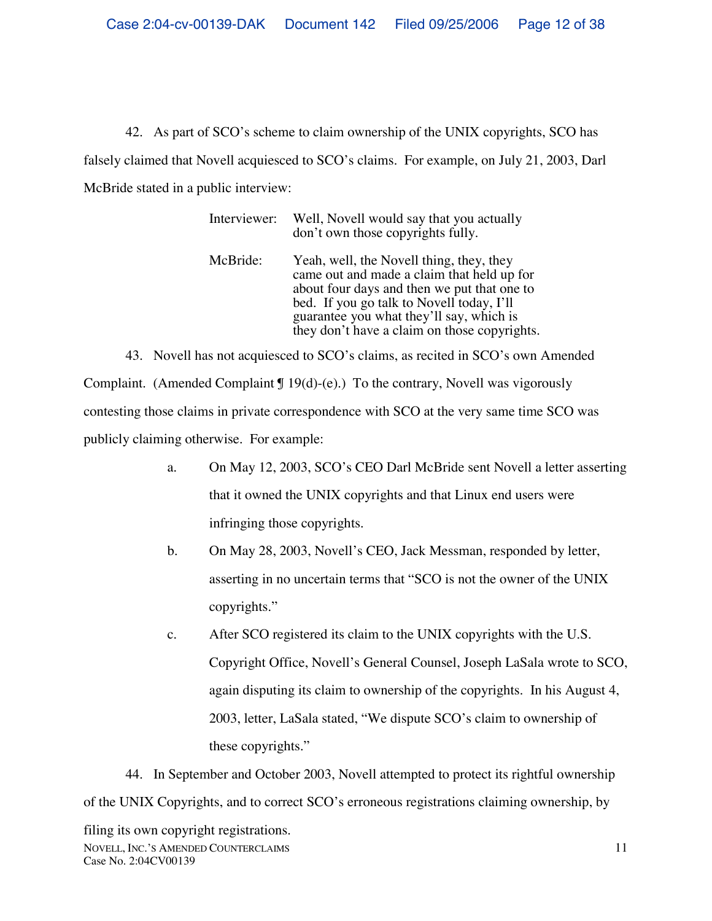42. As part of SCO's scheme to claim ownership of the UNIX copyrights, SCO has falsely claimed that Novell acquiesced to SCO's claims. For example, on July 21, 2003, Darl McBride stated in a public interview:

> Interviewer: Well, Novell would say that you actually don't own those copyrights fully.
>
> McBride: Yeah, well, the Novell thing, they, they came out and made a claim that held up for about four days and then we put that one to bed. If you go talk to Novell today, I'll guarantee you what they'll say, which is they don't have a claim on those copyrights.

43. Novell has not acquiesced to SCO's claims, as recited in SCO's own Amended Complaint. (Amended Complaint ¶ 19(d)-(e).) To the contrary, Novell was vigorously contesting those claims in private correspondence with SCO at the very same time SCO was publicly claiming otherwise. For example:

a. On May 12, 2003, SCO's CEO Darl McBride sent Novell a letter asserting that it owned the UNIX copyrights and that Linux end users were infringing those copyrights.

b. On May 28, 2003, Novell's CEO, Jack Messman, responded by letter, asserting in no uncertain terms that "SCO is not the owner of the UNIX copyrights."

c. After SCO registered its claim to the UNIX copyrights with the U.S. Copyright Office, Novell's General Counsel, Joseph LaSala wrote to SCO, again disputing its claim to ownership of the copyrights. In his August 4, 2003, letter, LaSala stated, "We dispute SCO's claim to ownership of these copyrights."

44. In September and October 2003, Novell attempted to protect its rightful ownership of the UNIX Copyrights, and to correct SCO's erroneous registrations claiming ownership, by filing its own copyright registrations.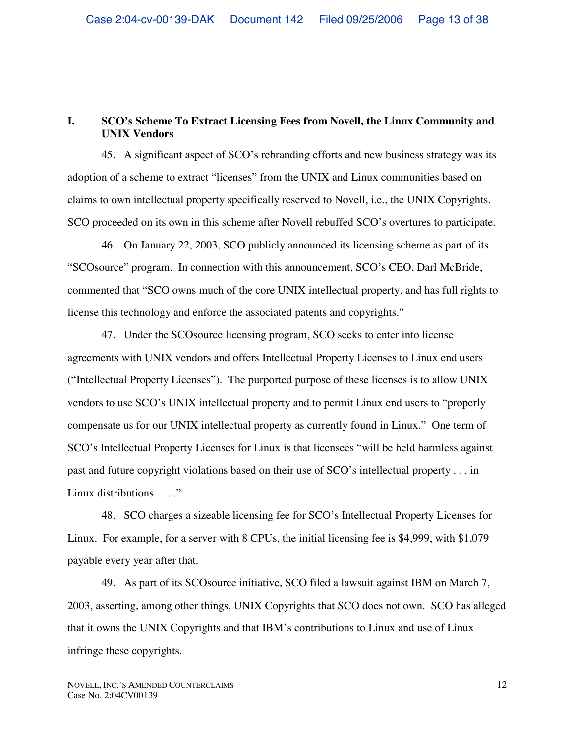## I. SCO's Scheme To Extract Licensing Fees from Novell, the Linux Community and UNIX Vendors

45. A significant aspect of SCO's rebranding efforts and new business strategy was its adoption of a scheme to extract "licenses" from the UNIX and Linux communities based on claims to own intellectual property specifically reserved to Novell, i.e., the UNIX Copyrights. SCO proceeded on its own in this scheme after Novell rebuffed SCO's overtures to participate.

46. On January 22, 2003, SCO publicly announced its licensing scheme as part of its "SCOsource" program. In connection with this announcement, SCO's CEO, Darl McBride, commented that "SCO owns much of the core UNIX intellectual property, and has full rights to license this technology and enforce the associated patents and copyrights."

47. Under the SCOsource licensing program, SCO seeks to enter into license agreements with UNIX vendors and offers Intellectual Property Licenses to Linux end users ("Intellectual Property Licenses"). The purported purpose of these licenses is to allow UNIX vendors to use SCO's UNIX intellectual property and to permit Linux end users to "properly compensate us for our UNIX intellectual property as currently found in Linux." One term of SCO's Intellectual Property Licenses for Linux is that licensees "will be held harmless against past and future copyright violations based on their use of SCO's intellectual property . . . in Linux distributions . . . ."

48. SCO charges a sizeable licensing fee for SCO's Intellectual Property Licenses for Linux. For example, for a server with 8 CPUs, the initial licensing fee is $4,999, with $1,079 payable every year after that.

49. As part of its SCOsource initiative, SCO filed a lawsuit against IBM on March 7, 2003, asserting, among other things, UNIX Copyrights that SCO does not own. SCO has alleged that it owns the UNIX Copyrights and that IBM's contributions to Linux and use of Linux infringe these copyrights.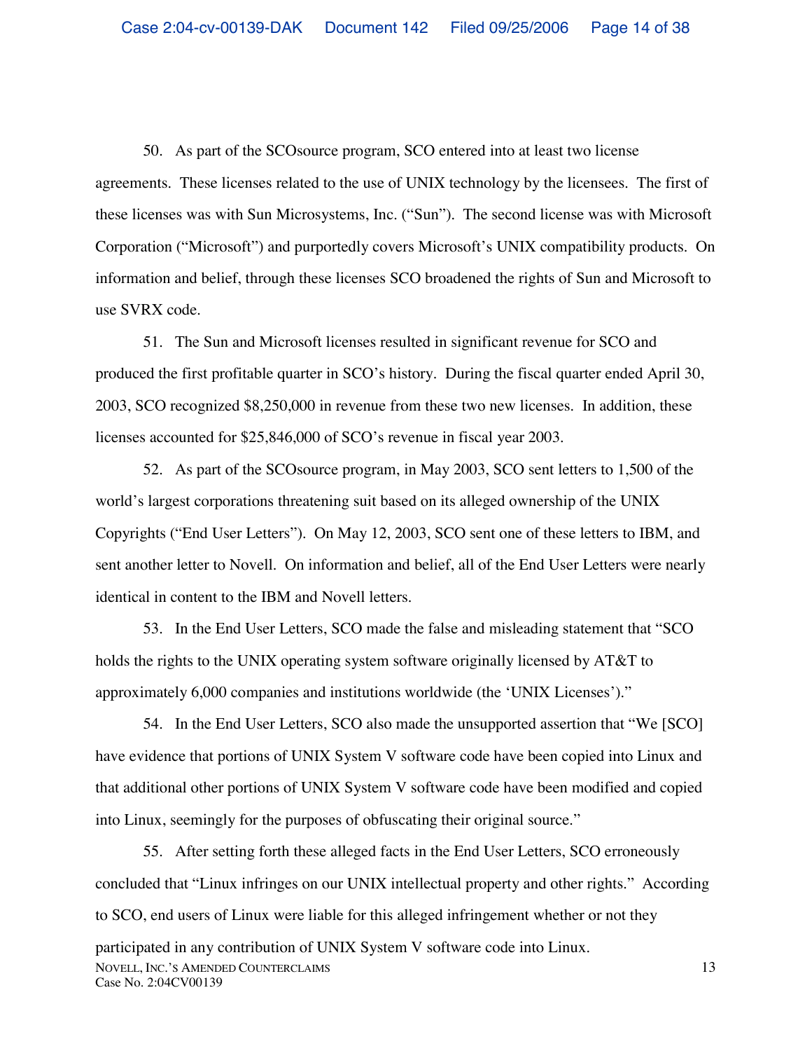50. As part of the SCOsource program, SCO entered into at least two license agreements. These licenses related to the use of UNIX technology by the licensees. The first of these licenses was with Sun Microsystems, Inc. ("Sun"). The second license was with Microsoft Corporation ("Microsoft") and purportedly covers Microsoft's UNIX compatibility products. On information and belief, through these licenses SCO broadened the rights of Sun and Microsoft to use SVRX code.

51. The Sun and Microsoft licenses resulted in significant revenue for SCO and produced the first profitable quarter in SCO's history. During the fiscal quarter ended April 30, 2003, SCO recognized $8,250,000 in revenue from these two new licenses. In addition, these licenses accounted for $25,846,000 of SCO's revenue in fiscal year 2003.

52. As part of the SCOsource program, in May 2003, SCO sent letters to 1,500 of the world's largest corporations threatening suit based on its alleged ownership of the UNIX Copyrights ("End User Letters"). On May 12, 2003, SCO sent one of these letters to IBM, and sent another letter to Novell. On information and belief, all of the End User Letters were nearly identical in content to the IBM and Novell letters.

53. In the End User Letters, SCO made the false and misleading statement that "SCO holds the rights to the UNIX operating system software originally licensed by AT&T to approximately 6,000 companies and institutions worldwide (the 'UNIX Licenses')."

54. In the End User Letters, SCO also made the unsupported assertion that "We [SCO] have evidence that portions of UNIX System V software code have been copied into Linux and that additional other portions of UNIX System V software code have been modified and copied into Linux, seemingly for the purposes of obfuscating their original source."

55. After setting forth these alleged facts in the End User Letters, SCO erroneously concluded that "Linux infringes on our UNIX intellectual property and other rights." According to SCO, end users of Linux were liable for this alleged infringement whether or not they participated in any contribution of UNIX System V software code into Linux.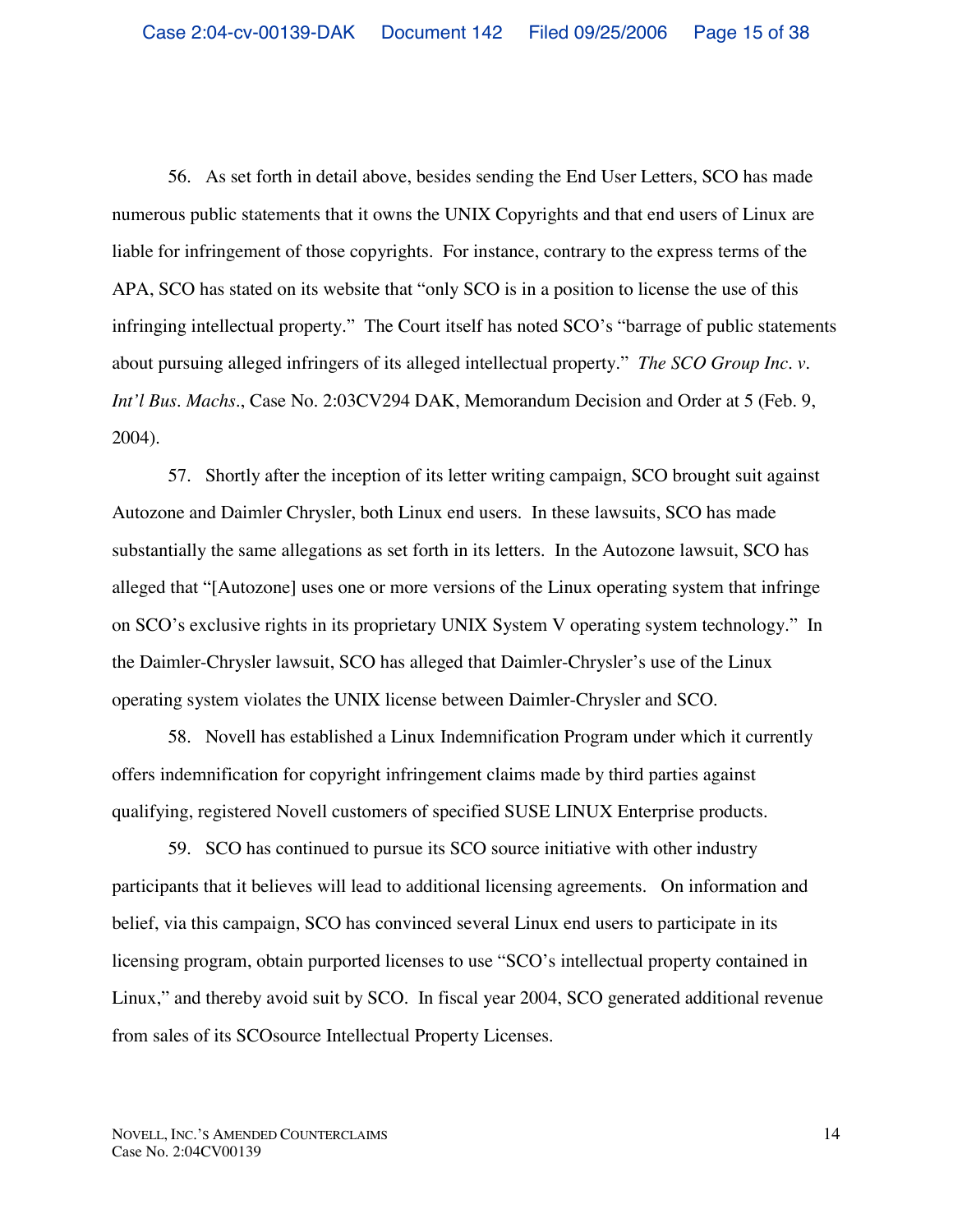56. As set forth in detail above, besides sending the End User Letters, SCO has made numerous public statements that it owns the UNIX Copyrights and that end users of Linux are liable for infringement of those copyrights. For instance, contrary to the express terms of the APA, SCO has stated on its website that "only SCO is in a position to license the use of this infringing intellectual property." The Court itself has noted SCO's "barrage of public statements about pursuing alleged infringers of its alleged intellectual property." *The SCO Group Inc. v. Int'l Bus. Machs.*, Case No. 2:03CV294 DAK, Memorandum Decision and Order at 5 (Feb. 9, 2004).

57. Shortly after the inception of its letter writing campaign, SCO brought suit against Autozone and Daimler Chrysler, both Linux end users. In these lawsuits, SCO has made substantially the same allegations as set forth in its letters. In the Autozone lawsuit, SCO has alleged that "[Autozone] uses one or more versions of the Linux operating system that infringe on SCO's exclusive rights in its proprietary UNIX System V operating system technology." In the Daimler-Chrysler lawsuit, SCO has alleged that Daimler-Chrysler's use of the Linux operating system violates the UNIX license between Daimler-Chrysler and SCO.

58. Novell has established a Linux Indemnification Program under which it currently offers indemnification for copyright infringement claims made by third parties against qualifying, registered Novell customers of specified SUSE LINUX Enterprise products.

59. SCO has continued to pursue its SCO source initiative with other industry participants that it believes will lead to additional licensing agreements. On information and belief, via this campaign, SCO has convinced several Linux end users to participate in its licensing program, obtain purported licenses to use "SCO's intellectual property contained in Linux," and thereby avoid suit by SCO. In fiscal year 2004, SCO generated additional revenue from sales of its SCOsource Intellectual Property Licenses.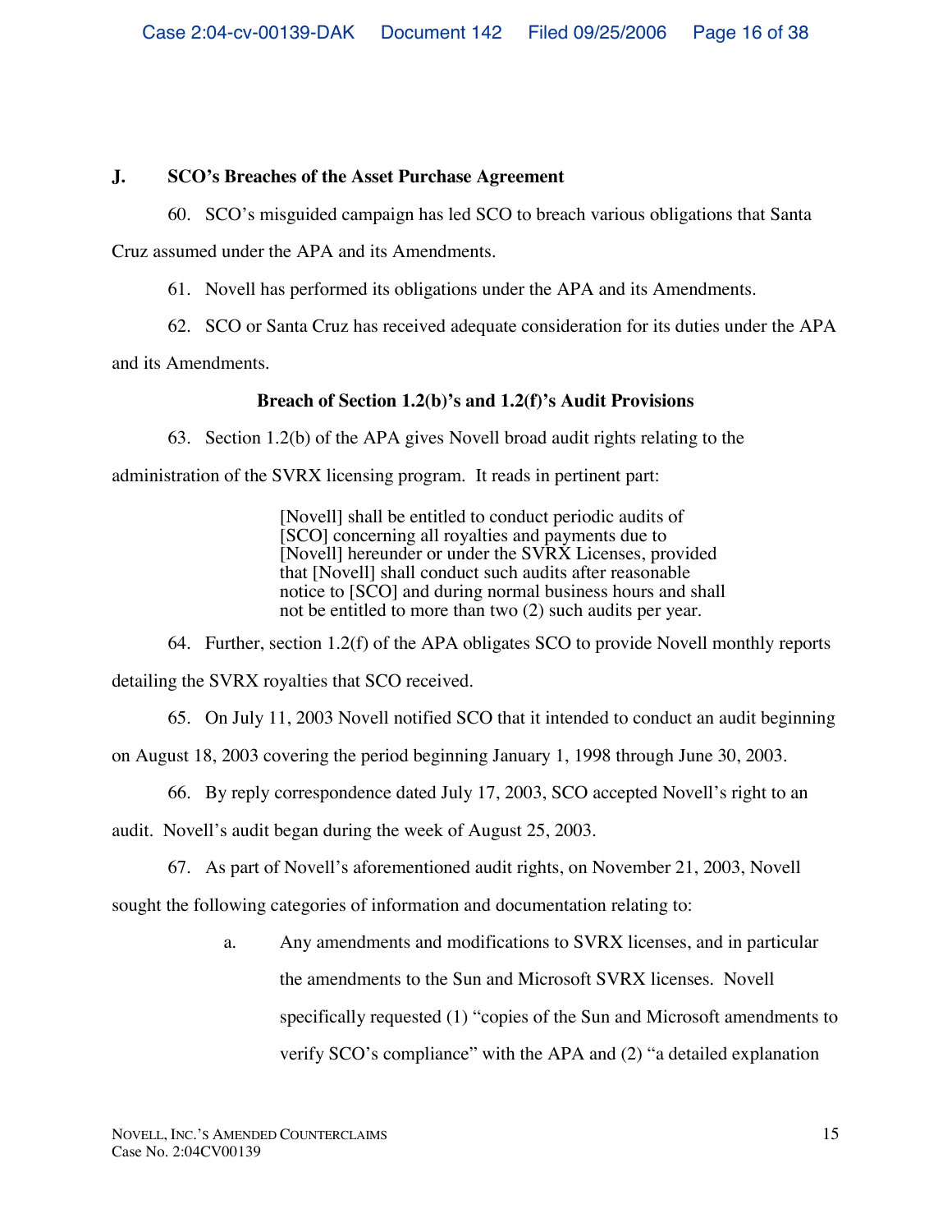## J. SCO's Breaches of the Asset Purchase Agreement

60. SCO's misguided campaign has led SCO to breach various obligations that Santa Cruz assumed under the APA and its Amendments.

61. Novell has performed its obligations under the APA and its Amendments.

62. SCO or Santa Cruz has received adequate consideration for its duties under the APA and its Amendments.

**Breach of Section 1.2(b)'s and 1.2(f)'s Audit Provisions**

63. Section 1.2(b) of the APA gives Novell broad audit rights relating to the administration of the SVRX licensing program. It reads in pertinent part:

> [Novell] shall be entitled to conduct periodic audits of [SCO] concerning all royalties and payments due to [Novell] hereunder or under the SVRX Licenses, provided that [Novell] shall conduct such audits after reasonable notice to [SCO] and during normal business hours and shall not be entitled to more than two (2) such audits per year.

64. Further, section 1.2(f) of the APA obligates SCO to provide Novell monthly reports detailing the SVRX royalties that SCO received.

65. On July 11, 2003 Novell notified SCO that it intended to conduct an audit beginning on August 18, 2003 covering the period beginning January 1, 1998 through June 30, 2003.

66. By reply correspondence dated July 17, 2003, SCO accepted Novell's right to an audit. Novell's audit began during the week of August 25, 2003.

67. As part of Novell's aforementioned audit rights, on November 21, 2003, Novell sought the following categories of information and documentation relating to:

a. Any amendments and modifications to SVRX licenses, and in particular the amendments to the Sun and Microsoft SVRX licenses. Novell specifically requested (1) "copies of the Sun and Microsoft amendments to verify SCO's compliance" with the APA and (2) "a detailed explanation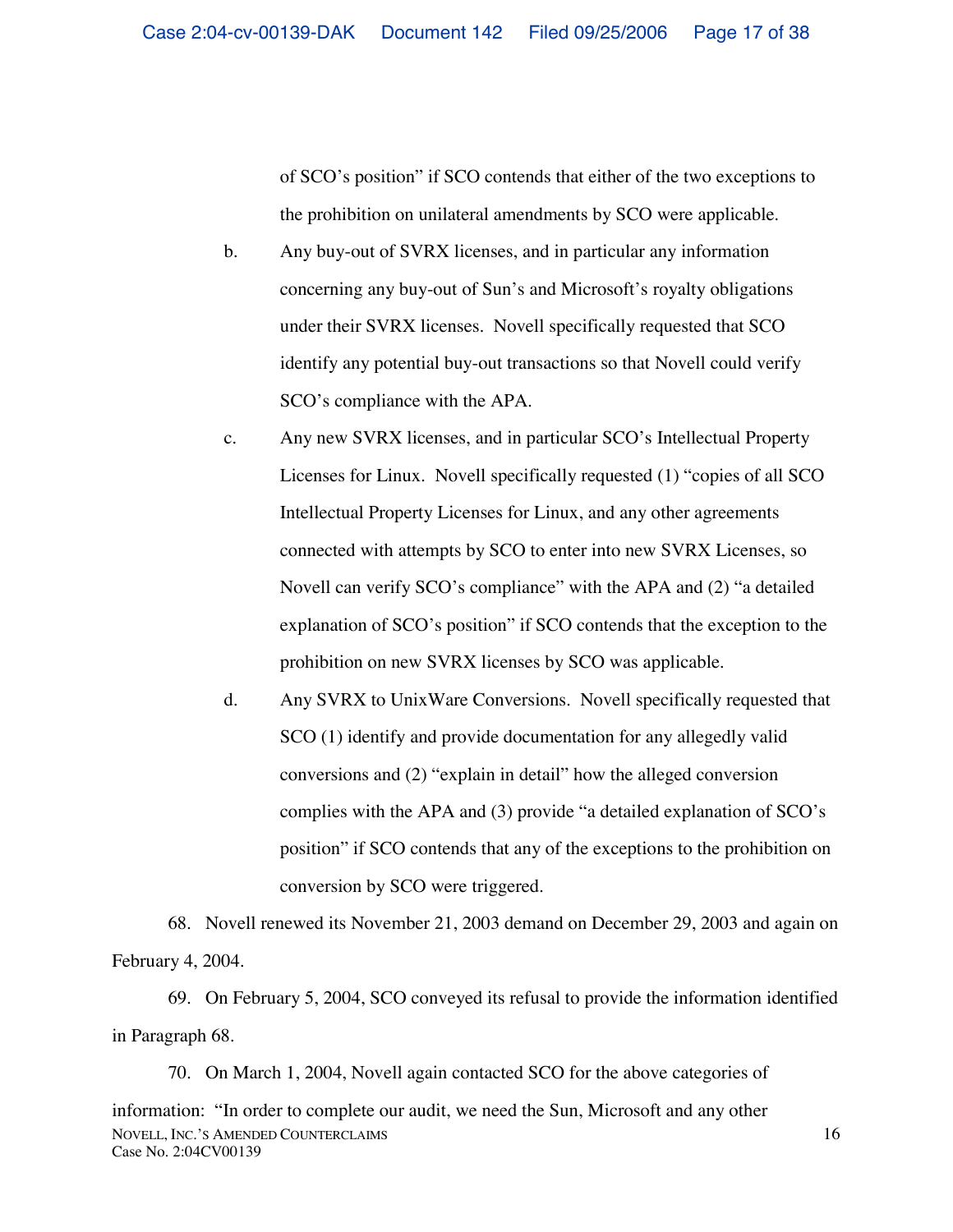of SCO's position" if SCO contends that either of the two exceptions to the prohibition on unilateral amendments by SCO were applicable.

b. Any buy-out of SVRX licenses, and in particular any information concerning any buy-out of Sun's and Microsoft's royalty obligations under their SVRX licenses. Novell specifically requested that SCO identify any potential buy-out transactions so that Novell could verify SCO's compliance with the APA.

c. Any new SVRX licenses, and in particular SCO's Intellectual Property Licenses for Linux. Novell specifically requested (1) "copies of all SCO Intellectual Property Licenses for Linux, and any other agreements connected with attempts by SCO to enter into new SVRX Licenses, so Novell can verify SCO's compliance" with the APA and (2) "a detailed explanation of SCO's position" if SCO contends that the exception to the prohibition on new SVRX licenses by SCO was applicable.

d. Any SVRX to UnixWare Conversions. Novell specifically requested that SCO (1) identify and provide documentation for any allegedly valid conversions and (2) "explain in detail" how the alleged conversion complies with the APA and (3) provide "a detailed explanation of SCO's position" if SCO contends that any of the exceptions to the prohibition on conversion by SCO were triggered.

68. Novell renewed its November 21, 2003 demand on December 29, 2003 and again on February 4, 2004.

69. On February 5, 2004, SCO conveyed its refusal to provide the information identified in Paragraph 68.

70. On March 1, 2004, Novell again contacted SCO for the above categories of information: "In order to complete our audit, we need the Sun, Microsoft and any other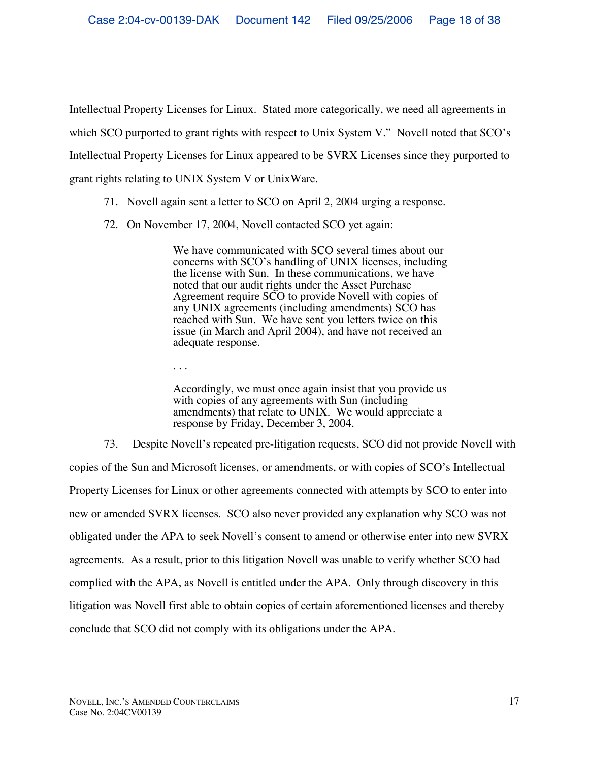Intellectual Property Licenses for Linux. Stated more categorically, we need all agreements in which SCO purported to grant rights with respect to Unix System V." Novell noted that SCO's Intellectual Property Licenses for Linux appeared to be SVRX Licenses since they purported to grant rights relating to UNIX System V or UnixWare.

71. Novell again sent a letter to SCO on April 2, 2004 urging a response.

72. On November 17, 2004, Novell contacted SCO yet again:

> We have communicated with SCO several times about our concerns with SCO's handling of UNIX licenses, including the license with Sun. In these communications, we have noted that our audit rights under the Asset Purchase Agreement require SCO to provide Novell with copies of any UNIX agreements (including amendments) SCO has reached with Sun. We have sent you letters twice on this issue (in March and April 2004), and have not received an adequate response.
>
> . . .
>
> Accordingly, we must once again insist that you provide us with copies of any agreements with Sun (including amendments) that relate to UNIX. We would appreciate a response by Friday, December 3, 2004.

73. Despite Novell's repeated pre-litigation requests, SCO did not provide Novell with copies of the Sun and Microsoft licenses, or amendments, or with copies of SCO's Intellectual Property Licenses for Linux or other agreements connected with attempts by SCO to enter into new or amended SVRX licenses. SCO also never provided any explanation why SCO was not obligated under the APA to seek Novell's consent to amend or otherwise enter into new SVRX agreements. As a result, prior to this litigation Novell was unable to verify whether SCO had complied with the APA, as Novell is entitled under the APA. Only through discovery in this litigation was Novell first able to obtain copies of certain aforementioned licenses and thereby conclude that SCO did not comply with its obligations under the APA.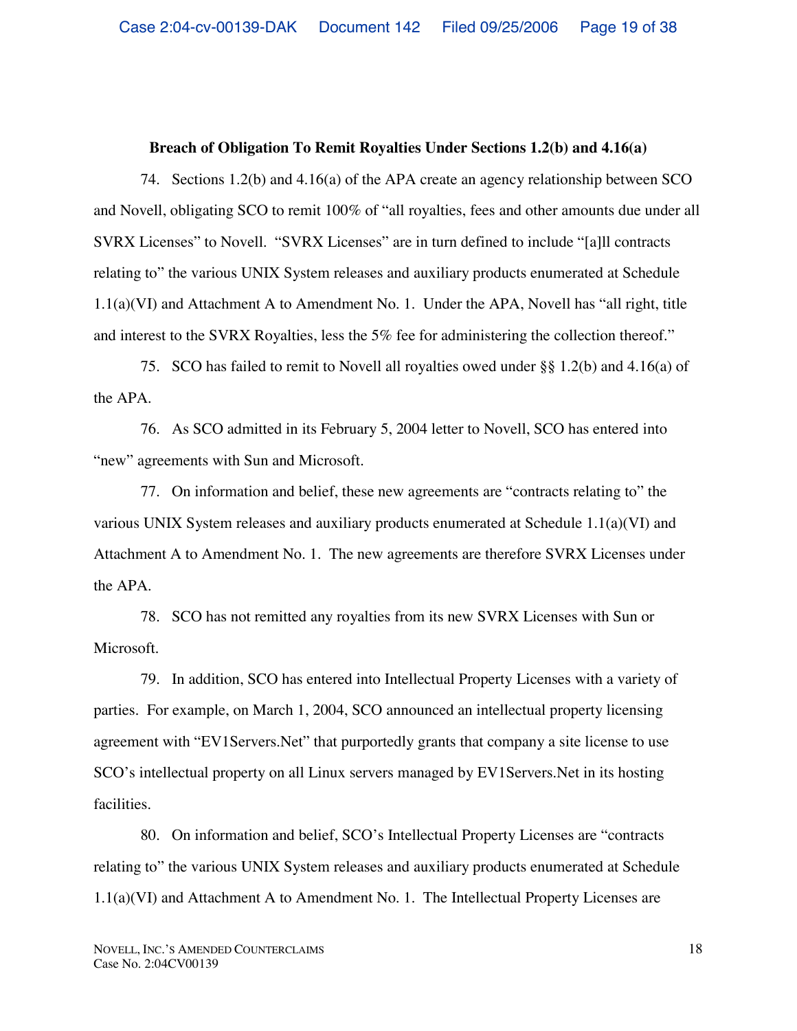**Breach of Obligation To Remit Royalties Under Sections 1.2(b) and 4.16(a)**

74. Sections 1.2(b) and 4.16(a) of the APA create an agency relationship between SCO and Novell, obligating SCO to remit 100% of "all royalties, fees and other amounts due under all SVRX Licenses" to Novell. "SVRX Licenses" are in turn defined to include "[a]ll contracts relating to" the various UNIX System releases and auxiliary products enumerated at Schedule 1.1(a)(VI) and Attachment A to Amendment No. 1. Under the APA, Novell has "all right, title and interest to the SVRX Royalties, less the 5% fee for administering the collection thereof."

75. SCO has failed to remit to Novell all royalties owed under §§ 1.2(b) and 4.16(a) of the APA.

76. As SCO admitted in its February 5, 2004 letter to Novell, SCO has entered into "new" agreements with Sun and Microsoft.

77. On information and belief, these new agreements are "contracts relating to" the various UNIX System releases and auxiliary products enumerated at Schedule 1.1(a)(VI) and Attachment A to Amendment No. 1. The new agreements are therefore SVRX Licenses under the APA.

78. SCO has not remitted any royalties from its new SVRX Licenses with Sun or Microsoft.

79. In addition, SCO has entered into Intellectual Property Licenses with a variety of parties. For example, on March 1, 2004, SCO announced an intellectual property licensing agreement with "EV1Servers.Net" that purportedly grants that company a site license to use SCO's intellectual property on all Linux servers managed by EV1Servers.Net in its hosting facilities.

80. On information and belief, SCO's Intellectual Property Licenses are "contracts relating to" the various UNIX System releases and auxiliary products enumerated at Schedule 1.1(a)(VI) and Attachment A to Amendment No. 1. The Intellectual Property Licenses are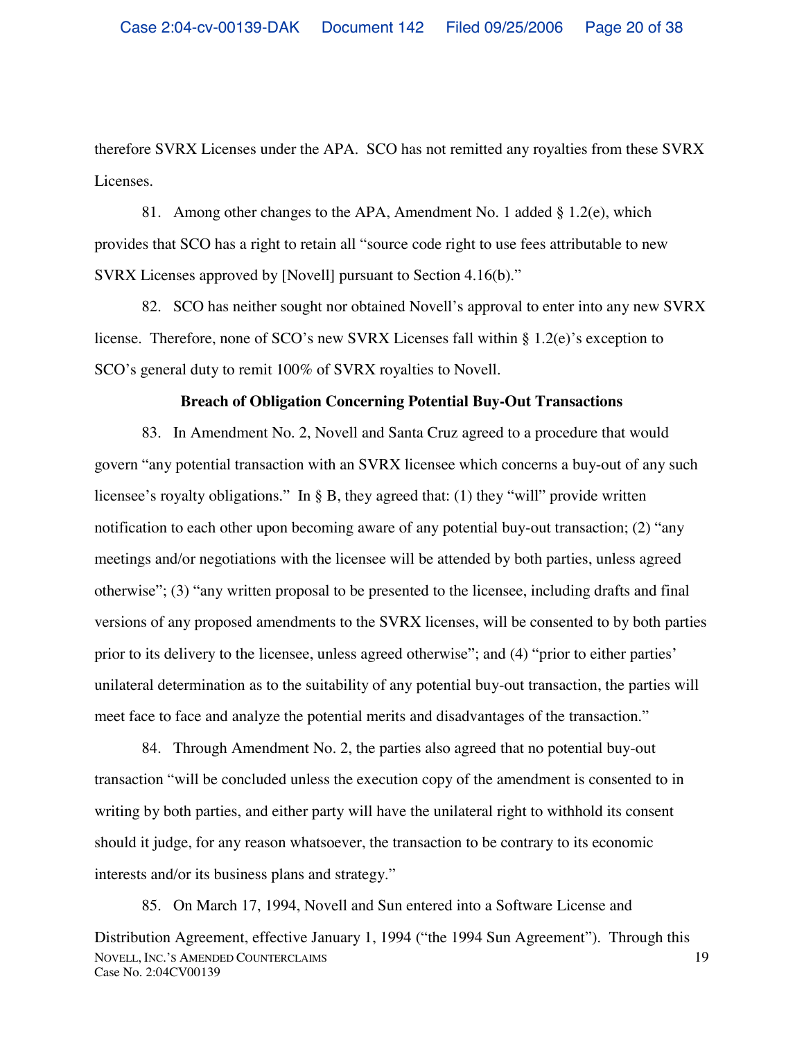therefore SVRX Licenses under the APA. SCO has not remitted any royalties from these SVRX Licenses.

81. Among other changes to the APA, Amendment No. 1 added § 1.2(e), which provides that SCO has a right to retain all "source code right to use fees attributable to new SVRX Licenses approved by [Novell] pursuant to Section 4.16(b)."

82. SCO has neither sought nor obtained Novell's approval to enter into any new SVRX license. Therefore, none of SCO's new SVRX Licenses fall within § 1.2(e)'s exception to SCO's general duty to remit 100% of SVRX royalties to Novell.

**Breach of Obligation Concerning Potential Buy-Out Transactions**

83. In Amendment No. 2, Novell and Santa Cruz agreed to a procedure that would govern "any potential transaction with an SVRX licensee which concerns a buy-out of any such licensee's royalty obligations." In § B, they agreed that: (1) they "will" provide written notification to each other upon becoming aware of any potential buy-out transaction; (2) "any meetings and/or negotiations with the licensee will be attended by both parties, unless agreed otherwise"; (3) "any written proposal to be presented to the licensee, including drafts and final versions of any proposed amendments to the SVRX licenses, will be consented to by both parties prior to its delivery to the licensee, unless agreed otherwise"; and (4) "prior to either parties' unilateral determination as to the suitability of any potential buy-out transaction, the parties will meet face to face and analyze the potential merits and disadvantages of the transaction."

84. Through Amendment No. 2, the parties also agreed that no potential buy-out transaction "will be concluded unless the execution copy of the amendment is consented to in writing by both parties, and either party will have the unilateral right to withhold its consent should it judge, for any reason whatsoever, the transaction to be contrary to its economic interests and/or its business plans and strategy."

85. On March 17, 1994, Novell and Sun entered into a Software License and Distribution Agreement, effective January 1, 1994 ("the 1994 Sun Agreement"). Through this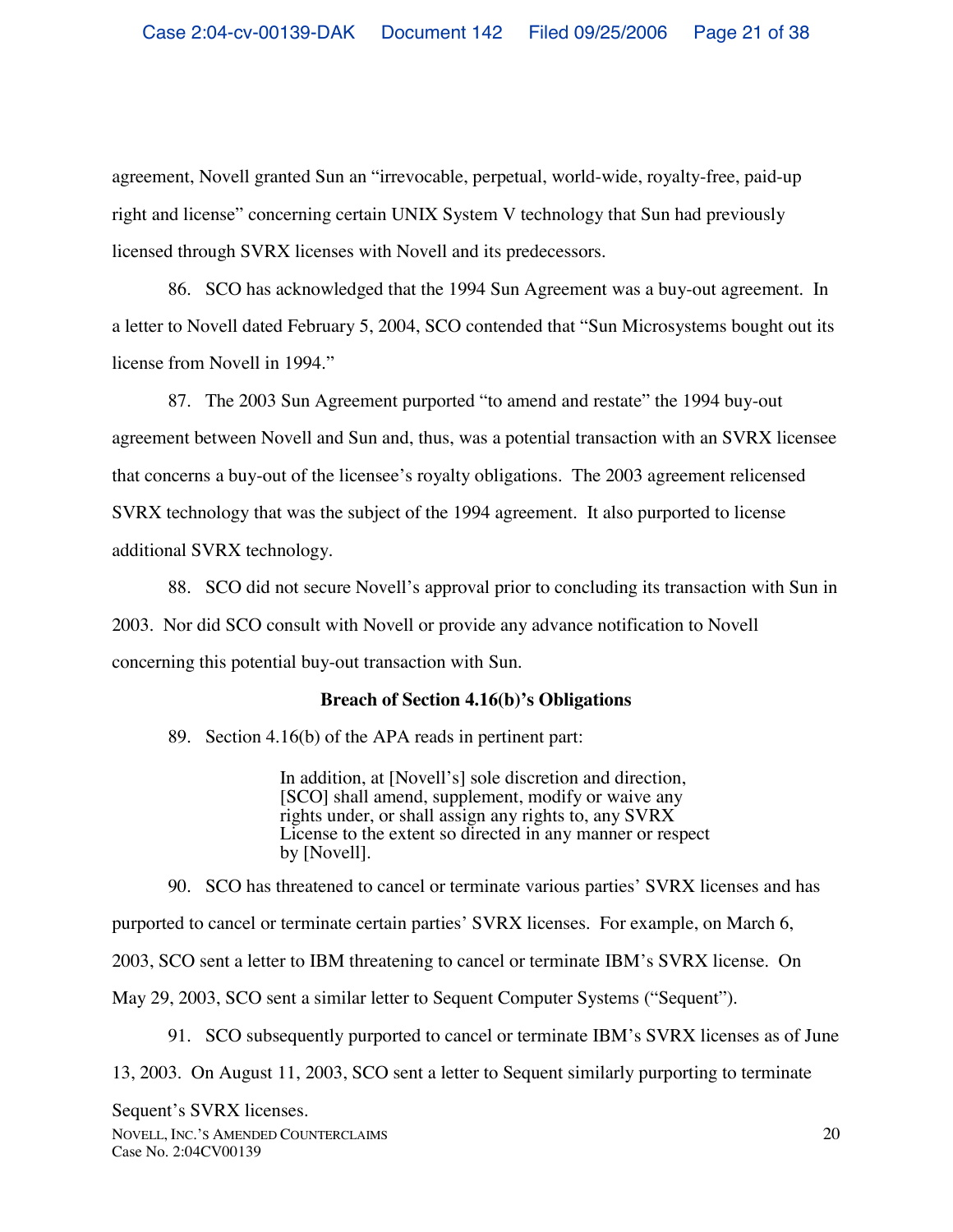agreement, Novell granted Sun an "irrevocable, perpetual, world-wide, royalty-free, paid-up right and license" concerning certain UNIX System V technology that Sun had previously licensed through SVRX licenses with Novell and its predecessors.

86. SCO has acknowledged that the 1994 Sun Agreement was a buy-out agreement. In a letter to Novell dated February 5, 2004, SCO contended that "Sun Microsystems bought out its license from Novell in 1994."

87. The 2003 Sun Agreement purported "to amend and restate" the 1994 buy-out agreement between Novell and Sun and, thus, was a potential transaction with an SVRX licensee that concerns a buy-out of the licensee's royalty obligations. The 2003 agreement relicensed SVRX technology that was the subject of the 1994 agreement. It also purported to license additional SVRX technology.

88. SCO did not secure Novell's approval prior to concluding its transaction with Sun in 2003. Nor did SCO consult with Novell or provide any advance notification to Novell concerning this potential buy-out transaction with Sun.

**Breach of Section 4.16(b)'s Obligations**

89. Section 4.16(b) of the APA reads in pertinent part:

> In addition, at [Novell's] sole discretion and direction, [SCO] shall amend, supplement, modify or waive any rights under, or shall assign any rights to, any SVRX License to the extent so directed in any manner or respect by [Novell].

90. SCO has threatened to cancel or terminate various parties' SVRX licenses and has purported to cancel or terminate certain parties' SVRX licenses. For example, on March 6, 2003, SCO sent a letter to IBM threatening to cancel or terminate IBM's SVRX license. On May 29, 2003, SCO sent a similar letter to Sequent Computer Systems ("Sequent").

91. SCO subsequently purported to cancel or terminate IBM's SVRX licenses as of June 13, 2003. On August 11, 2003, SCO sent a letter to Sequent similarly purporting to terminate Sequent's SVRX licenses.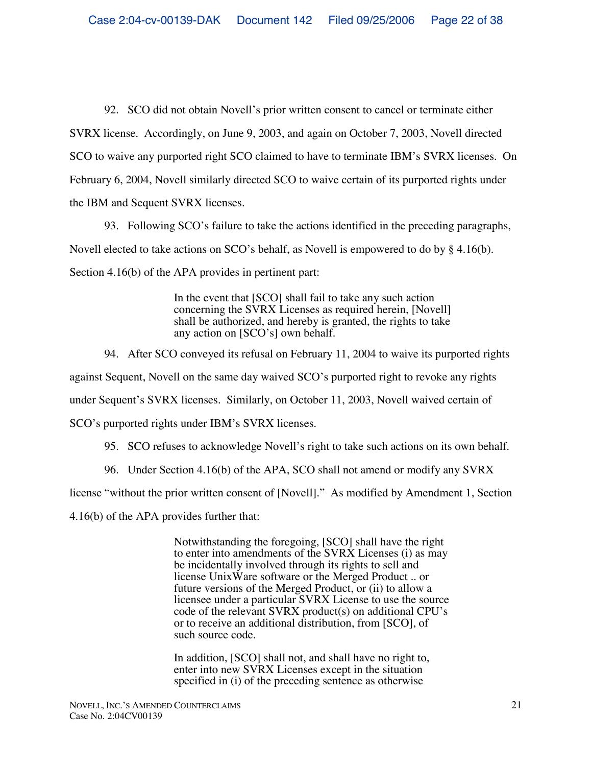92. SCO did not obtain Novell's prior written consent to cancel or terminate either SVRX license. Accordingly, on June 9, 2003, and again on October 7, 2003, Novell directed SCO to waive any purported right SCO claimed to have to terminate IBM's SVRX licenses. On February 6, 2004, Novell similarly directed SCO to waive certain of its purported rights under the IBM and Sequent SVRX licenses.

93. Following SCO's failure to take the actions identified in the preceding paragraphs, Novell elected to take actions on SCO's behalf, as Novell is empowered to do by § 4.16(b). Section 4.16(b) of the APA provides in pertinent part:

> In the event that [SCO] shall fail to take any such action concerning the SVRX Licenses as required herein, [Novell] shall be authorized, and hereby is granted, the rights to take any action on [SCO's] own behalf.

94. After SCO conveyed its refusal on February 11, 2004 to waive its purported rights against Sequent, Novell on the same day waived SCO's purported right to revoke any rights under Sequent's SVRX licenses. Similarly, on October 11, 2003, Novell waived certain of SCO's purported rights under IBM's SVRX licenses.

95. SCO refuses to acknowledge Novell's right to take such actions on its own behalf.

96. Under Section 4.16(b) of the APA, SCO shall not amend or modify any SVRX license "without the prior written consent of [Novell]." As modified by Amendment 1, Section 4.16(b) of the APA provides further that:

> Notwithstanding the foregoing, [SCO] shall have the right to enter into amendments of the SVRX Licenses (i) as may be incidentally involved through its rights to sell and license UnixWare software or the Merged Product .. or future versions of the Merged Product, or (ii) to allow a licensee under a particular SVRX License to use the source code of the relevant SVRX product(s) on additional CPU's or to receive an additional distribution, from [SCO], of such source code.
>
> In addition, [SCO] shall not, and shall have no right to, enter into new SVRX Licenses except in the situation specified in (i) of the preceding sentence as otherwise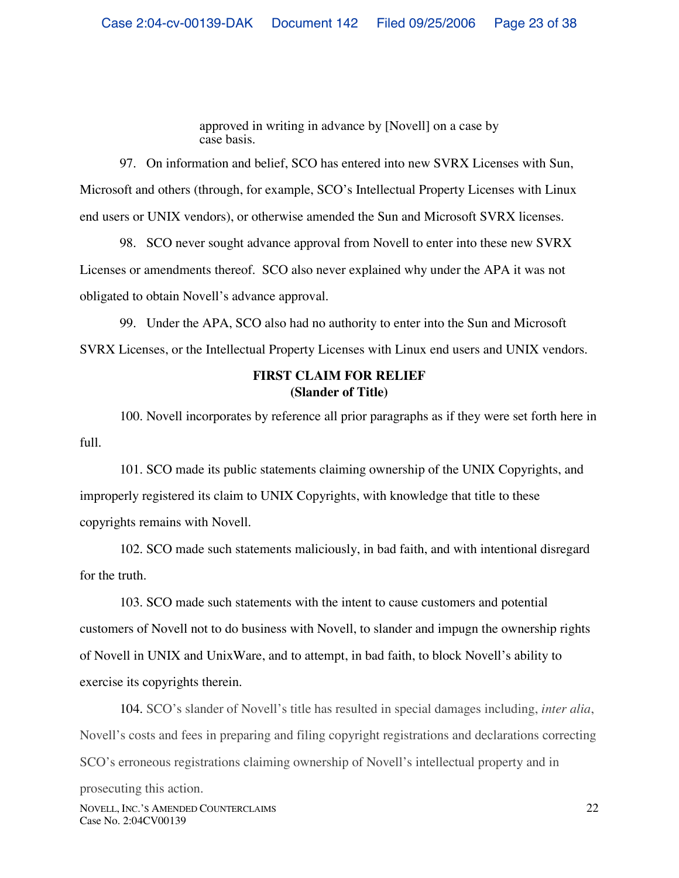> approved in writing in advance by [Novell] on a case by case basis.

97. On information and belief, SCO has entered into new SVRX Licenses with Sun, Microsoft and others (through, for example, SCO's Intellectual Property Licenses with Linux end users or UNIX vendors), or otherwise amended the Sun and Microsoft SVRX licenses.

98. SCO never sought advance approval from Novell to enter into these new SVRX Licenses or amendments thereof. SCO also never explained why under the APA it was not obligated to obtain Novell's advance approval.

99. Under the APA, SCO also had no authority to enter into the Sun and Microsoft SVRX Licenses, or the Intellectual Property Licenses with Linux end users and UNIX vendors.

**FIRST CLAIM FOR RELIEF**
**(Slander of Title)**

100. Novell incorporates by reference all prior paragraphs as if they were set forth here in full.

101. SCO made its public statements claiming ownership of the UNIX Copyrights, and improperly registered its claim to UNIX Copyrights, with knowledge that title to these copyrights remains with Novell.

102. SCO made such statements maliciously, in bad faith, and with intentional disregard for the truth.

103. SCO made such statements with the intent to cause customers and potential customers of Novell not to do business with Novell, to slander and impugn the ownership rights of Novell in UNIX and UnixWare, and to attempt, in bad faith, to block Novell's ability to exercise its copyrights therein.

104. SCO's slander of Novell's title has resulted in special damages including, *inter alia*, Novell's costs and fees in preparing and filing copyright registrations and declarations correcting SCO's erroneous registrations claiming ownership of Novell's intellectual property and in prosecuting this action.

NOVELL, INC.'S AMENDED COUNTERCLAIMS
Case No. 2:04CV00139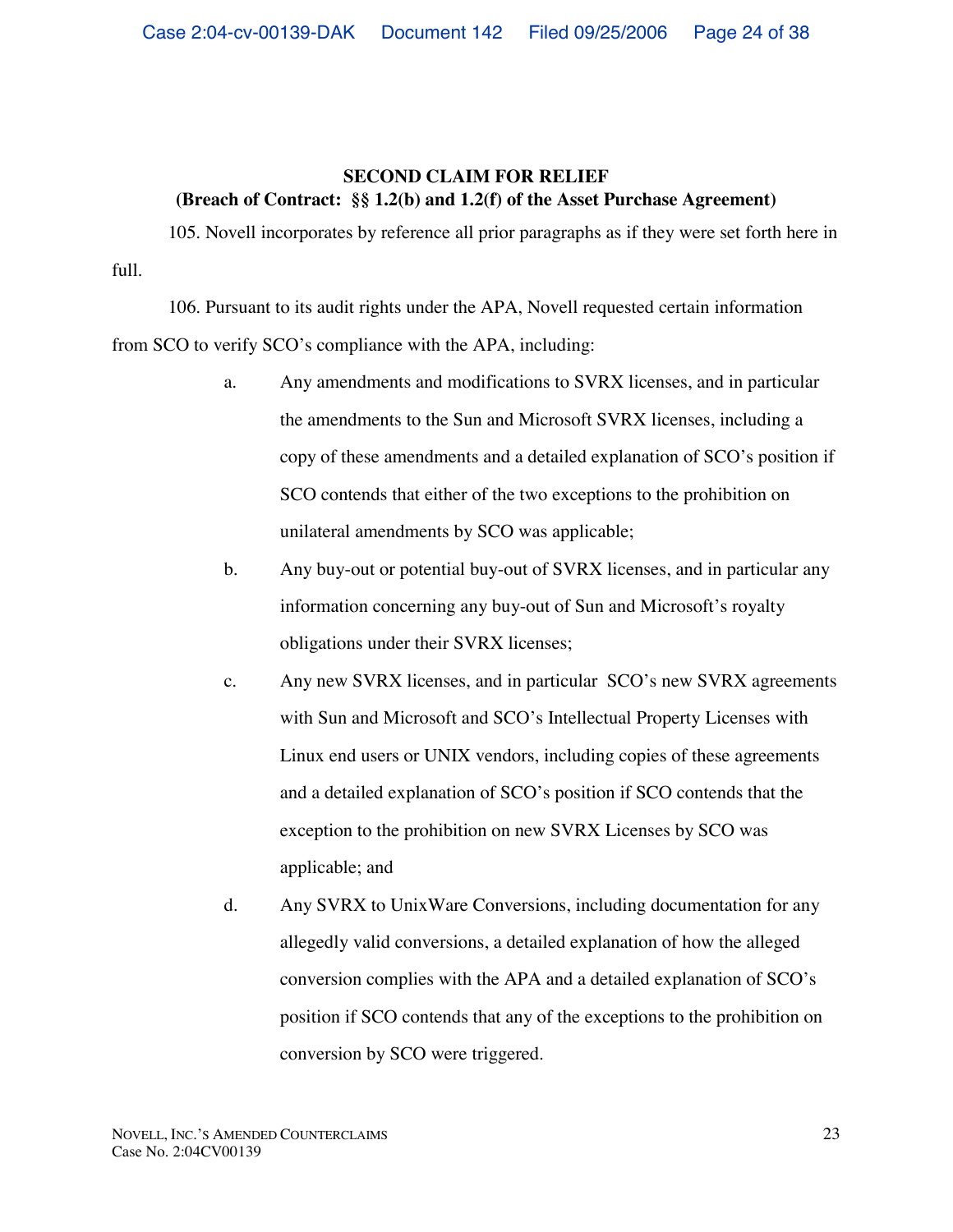**SECOND CLAIM FOR RELIEF**
**(Breach of Contract: §§ 1.2(b) and 1.2(f) of the Asset Purchase Agreement)**

105. Novell incorporates by reference all prior paragraphs as if they were set forth here in full.

106. Pursuant to its audit rights under the APA, Novell requested certain information from SCO to verify SCO's compliance with the APA, including:

a. Any amendments and modifications to SVRX licenses, and in particular the amendments to the Sun and Microsoft SVRX licenses, including a copy of these amendments and a detailed explanation of SCO's position if SCO contends that either of the two exceptions to the prohibition on unilateral amendments by SCO was applicable;

b. Any buy-out or potential buy-out of SVRX licenses, and in particular any information concerning any buy-out of Sun and Microsoft's royalty obligations under their SVRX licenses;

c. Any new SVRX licenses, and in particular SCO's new SVRX agreements with Sun and Microsoft and SCO's Intellectual Property Licenses with Linux end users or UNIX vendors, including copies of these agreements and a detailed explanation of SCO's position if SCO contends that the exception to the prohibition on new SVRX Licenses by SCO was applicable; and

d. Any SVRX to UnixWare Conversions, including documentation for any allegedly valid conversions, a detailed explanation of how the alleged conversion complies with the APA and a detailed explanation of SCO's position if SCO contends that any of the exceptions to the prohibition on conversion by SCO were triggered.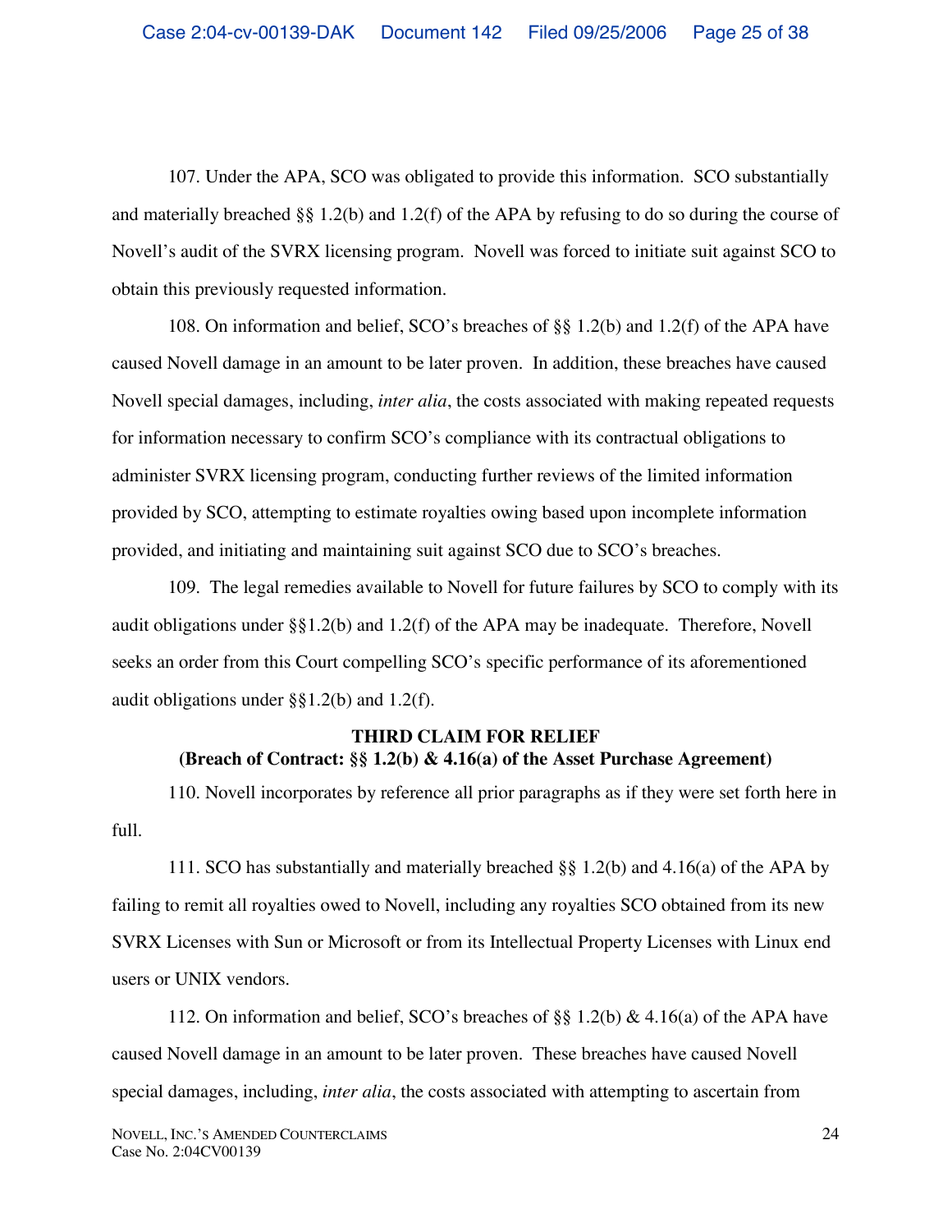107. Under the APA, SCO was obligated to provide this information. SCO substantially and materially breached §§ 1.2(b) and 1.2(f) of the APA by refusing to do so during the course of Novell's audit of the SVRX licensing program. Novell was forced to initiate suit against SCO to obtain this previously requested information.

108. On information and belief, SCO's breaches of §§ 1.2(b) and 1.2(f) of the APA have caused Novell damage in an amount to be later proven. In addition, these breaches have caused Novell special damages, including, *inter alia*, the costs associated with making repeated requests for information necessary to confirm SCO's compliance with its contractual obligations to administer SVRX licensing program, conducting further reviews of the limited information provided by SCO, attempting to estimate royalties owing based upon incomplete information provided, and initiating and maintaining suit against SCO due to SCO's breaches.

109. The legal remedies available to Novell for future failures by SCO to comply with its audit obligations under §§1.2(b) and 1.2(f) of the APA may be inadequate. Therefore, Novell seeks an order from this Court compelling SCO's specific performance of its aforementioned audit obligations under §§1.2(b) and 1.2(f).

**THIRD CLAIM FOR RELIEF**
**(Breach of Contract: §§ 1.2(b) & 4.16(a) of the Asset Purchase Agreement)**

110. Novell incorporates by reference all prior paragraphs as if they were set forth here in full.

111. SCO has substantially and materially breached §§ 1.2(b) and 4.16(a) of the APA by failing to remit all royalties owed to Novell, including any royalties SCO obtained from its new SVRX Licenses with Sun or Microsoft or from its Intellectual Property Licenses with Linux end users or UNIX vendors.

112. On information and belief, SCO's breaches of §§ 1.2(b) & 4.16(a) of the APA have caused Novell damage in an amount to be later proven. These breaches have caused Novell special damages, including, *inter alia*, the costs associated with attempting to ascertain from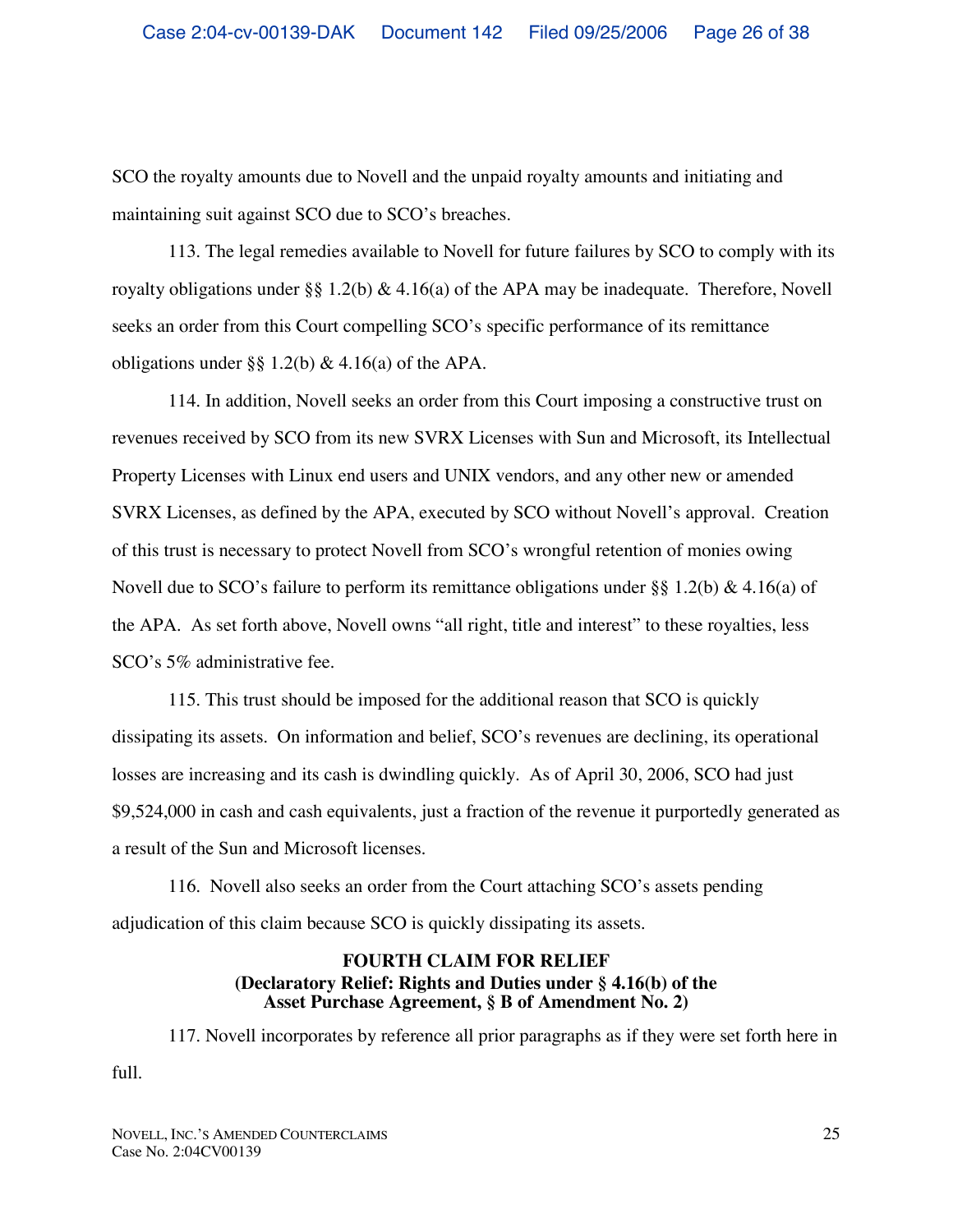SCO the royalty amounts due to Novell and the unpaid royalty amounts and initiating and maintaining suit against SCO due to SCO's breaches.

113. The legal remedies available to Novell for future failures by SCO to comply with its royalty obligations under §§ 1.2(b) & 4.16(a) of the APA may be inadequate. Therefore, Novell seeks an order from this Court compelling SCO's specific performance of its remittance obligations under §§ 1.2(b) & 4.16(a) of the APA.

114. In addition, Novell seeks an order from this Court imposing a constructive trust on revenues received by SCO from its new SVRX Licenses with Sun and Microsoft, its Intellectual Property Licenses with Linux end users and UNIX vendors, and any other new or amended SVRX Licenses, as defined by the APA, executed by SCO without Novell's approval. Creation of this trust is necessary to protect Novell from SCO's wrongful retention of monies owing Novell due to SCO's failure to perform its remittance obligations under §§ 1.2(b) & 4.16(a) of the APA. As set forth above, Novell owns "all right, title and interest" to these royalties, less SCO's 5% administrative fee.

115. This trust should be imposed for the additional reason that SCO is quickly dissipating its assets. On information and belief, SCO's revenues are declining, its operational losses are increasing and its cash is dwindling quickly. As of April 30, 2006, SCO had just $9,524,000 in cash and cash equivalents, just a fraction of the revenue it purportedly generated as a result of the Sun and Microsoft licenses.

116. Novell also seeks an order from the Court attaching SCO's assets pending adjudication of this claim because SCO is quickly dissipating its assets.

**FOURTH CLAIM FOR RELIEF**
**(Declaratory Relief: Rights and Duties under § 4.16(b) of the Asset Purchase Agreement, § B of Amendment No. 2)**

117. Novell incorporates by reference all prior paragraphs as if they were set forth here in full.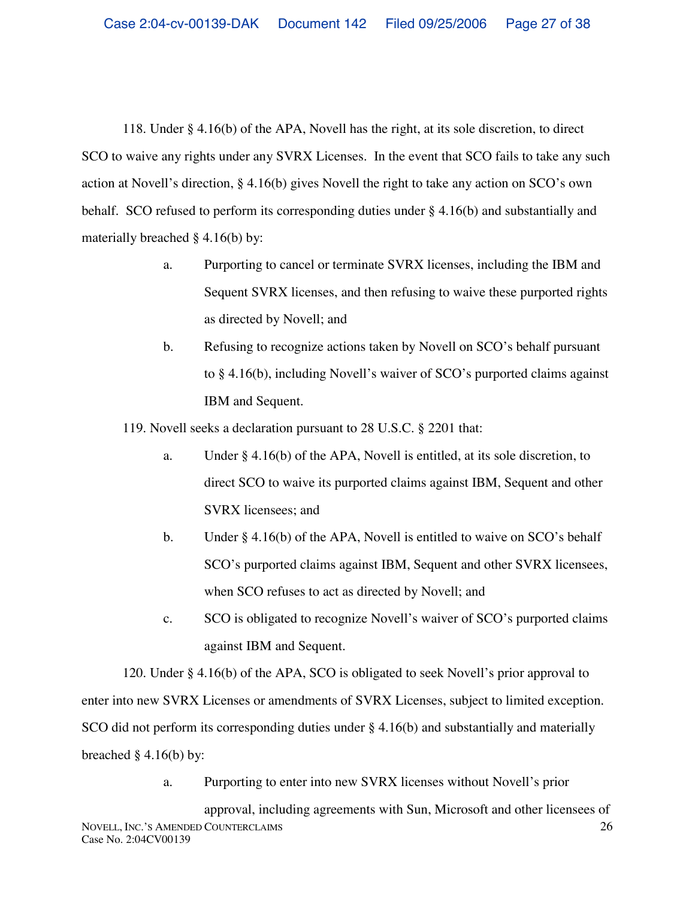118. Under § 4.16(b) of the APA, Novell has the right, at its sole discretion, to direct SCO to waive any rights under any SVRX Licenses. In the event that SCO fails to take any such action at Novell's direction, § 4.16(b) gives Novell the right to take any action on SCO's own behalf. SCO refused to perform its corresponding duties under § 4.16(b) and substantially and materially breached § 4.16(b) by:

a. Purporting to cancel or terminate SVRX licenses, including the IBM and Sequent SVRX licenses, and then refusing to waive these purported rights as directed by Novell; and

b. Refusing to recognize actions taken by Novell on SCO's behalf pursuant to § 4.16(b), including Novell's waiver of SCO's purported claims against IBM and Sequent.

119. Novell seeks a declaration pursuant to 28 U.S.C. § 2201 that:

a. Under § 4.16(b) of the APA, Novell is entitled, at its sole discretion, to direct SCO to waive its purported claims against IBM, Sequent and other SVRX licensees; and

b. Under § 4.16(b) of the APA, Novell is entitled to waive on SCO's behalf SCO's purported claims against IBM, Sequent and other SVRX licensees, when SCO refuses to act as directed by Novell; and

c. SCO is obligated to recognize Novell's waiver of SCO's purported claims against IBM and Sequent.

120. Under § 4.16(b) of the APA, SCO is obligated to seek Novell's prior approval to enter into new SVRX Licenses or amendments of SVRX Licenses, subject to limited exception. SCO did not perform its corresponding duties under § 4.16(b) and substantially and materially breached § 4.16(b) by:

a. Purporting to enter into new SVRX licenses without Novell's prior approval, including agreements with Sun, Microsoft and other licensees of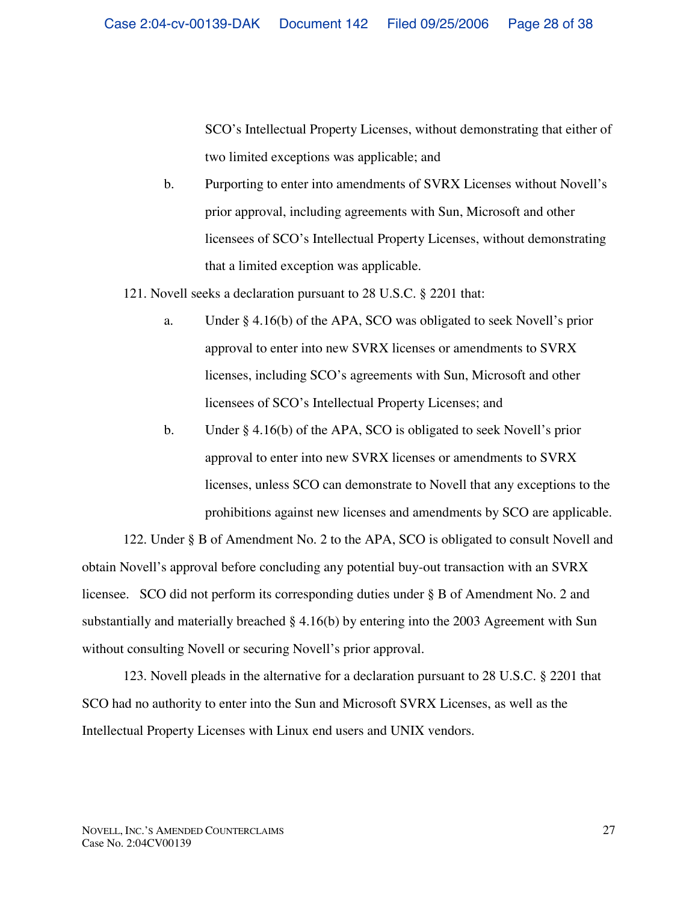SCO's Intellectual Property Licenses, without demonstrating that either of two limited exceptions was applicable; and

b. Purporting to enter into amendments of SVRX Licenses without Novell's prior approval, including agreements with Sun, Microsoft and other licensees of SCO's Intellectual Property Licenses, without demonstrating that a limited exception was applicable.

121. Novell seeks a declaration pursuant to 28 U.S.C. § 2201 that:

a. Under § 4.16(b) of the APA, SCO was obligated to seek Novell's prior approval to enter into new SVRX licenses or amendments to SVRX licenses, including SCO's agreements with Sun, Microsoft and other licensees of SCO's Intellectual Property Licenses; and

b. Under § 4.16(b) of the APA, SCO is obligated to seek Novell's prior approval to enter into new SVRX licenses or amendments to SVRX licenses, unless SCO can demonstrate to Novell that any exceptions to the prohibitions against new licenses and amendments by SCO are applicable.

122. Under § B of Amendment No. 2 to the APA, SCO is obligated to consult Novell and obtain Novell's approval before concluding any potential buy-out transaction with an SVRX licensee. SCO did not perform its corresponding duties under § B of Amendment No. 2 and substantially and materially breached § 4.16(b) by entering into the 2003 Agreement with Sun without consulting Novell or securing Novell's prior approval.

123. Novell pleads in the alternative for a declaration pursuant to 28 U.S.C. § 2201 that SCO had no authority to enter into the Sun and Microsoft SVRX Licenses, as well as the Intellectual Property Licenses with Linux end users and UNIX vendors.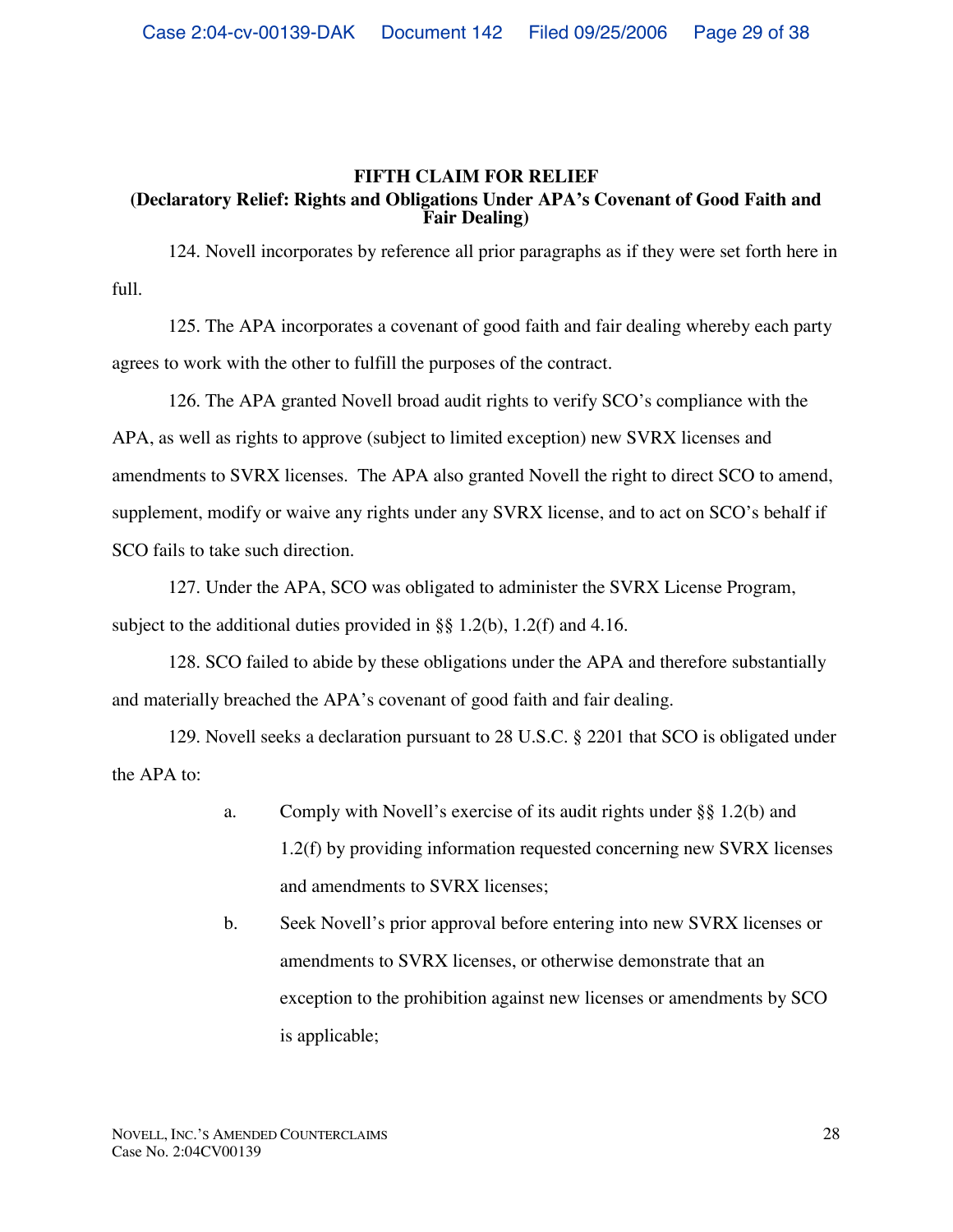**FIFTH CLAIM FOR RELIEF**
**(Declaratory Relief: Rights and Obligations Under APA's Covenant of Good Faith and Fair Dealing)**

124. Novell incorporates by reference all prior paragraphs as if they were set forth here in full.

125. The APA incorporates a covenant of good faith and fair dealing whereby each party agrees to work with the other to fulfill the purposes of the contract.

126. The APA granted Novell broad audit rights to verify SCO's compliance with the APA, as well as rights to approve (subject to limited exception) new SVRX licenses and amendments to SVRX licenses. The APA also granted Novell the right to direct SCO to amend, supplement, modify or waive any rights under any SVRX license, and to act on SCO's behalf if SCO fails to take such direction.

127. Under the APA, SCO was obligated to administer the SVRX License Program, subject to the additional duties provided in §§ 1.2(b), 1.2(f) and 4.16.

128. SCO failed to abide by these obligations under the APA and therefore substantially and materially breached the APA's covenant of good faith and fair dealing.

129. Novell seeks a declaration pursuant to 28 U.S.C. § 2201 that SCO is obligated under the APA to:

a. Comply with Novell's exercise of its audit rights under §§ 1.2(b) and 1.2(f) by providing information requested concerning new SVRX licenses and amendments to SVRX licenses;

b. Seek Novell's prior approval before entering into new SVRX licenses or amendments to SVRX licenses, or otherwise demonstrate that an exception to the prohibition against new licenses or amendments by SCO is applicable;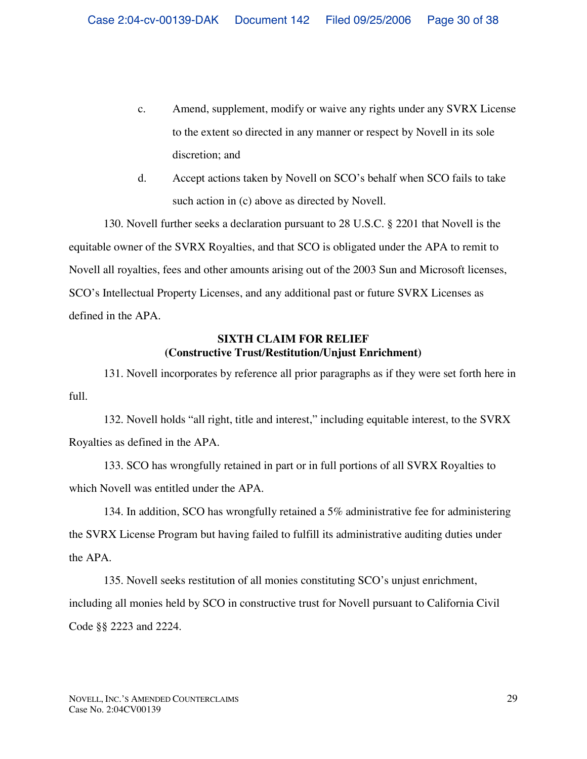c. Amend, supplement, modify or waive any rights under any SVRX License to the extent so directed in any manner or respect by Novell in its sole discretion; and

d. Accept actions taken by Novell on SCO's behalf when SCO fails to take such action in (c) above as directed by Novell.

130. Novell further seeks a declaration pursuant to 28 U.S.C. § 2201 that Novell is the equitable owner of the SVRX Royalties, and that SCO is obligated under the APA to remit to Novell all royalties, fees and other amounts arising out of the 2003 Sun and Microsoft licenses, SCO's Intellectual Property Licenses, and any additional past or future SVRX Licenses as defined in the APA.

### SIXTH CLAIM FOR RELIEF
### (Constructive Trust/Restitution/Unjust Enrichment)

131. Novell incorporates by reference all prior paragraphs as if they were set forth here in full.

132. Novell holds "all right, title and interest," including equitable interest, to the SVRX Royalties as defined in the APA.

133. SCO has wrongfully retained in part or in full portions of all SVRX Royalties to which Novell was entitled under the APA.

134. In addition, SCO has wrongfully retained a 5% administrative fee for administering the SVRX License Program but having failed to fulfill its administrative auditing duties under the APA.

135. Novell seeks restitution of all monies constituting SCO's unjust enrichment, including all monies held by SCO in constructive trust for Novell pursuant to California Civil Code §§ 2223 and 2224.

NOVELL, INC.'S AMENDED COUNTERCLAIMS
Case No. 2:04CV00139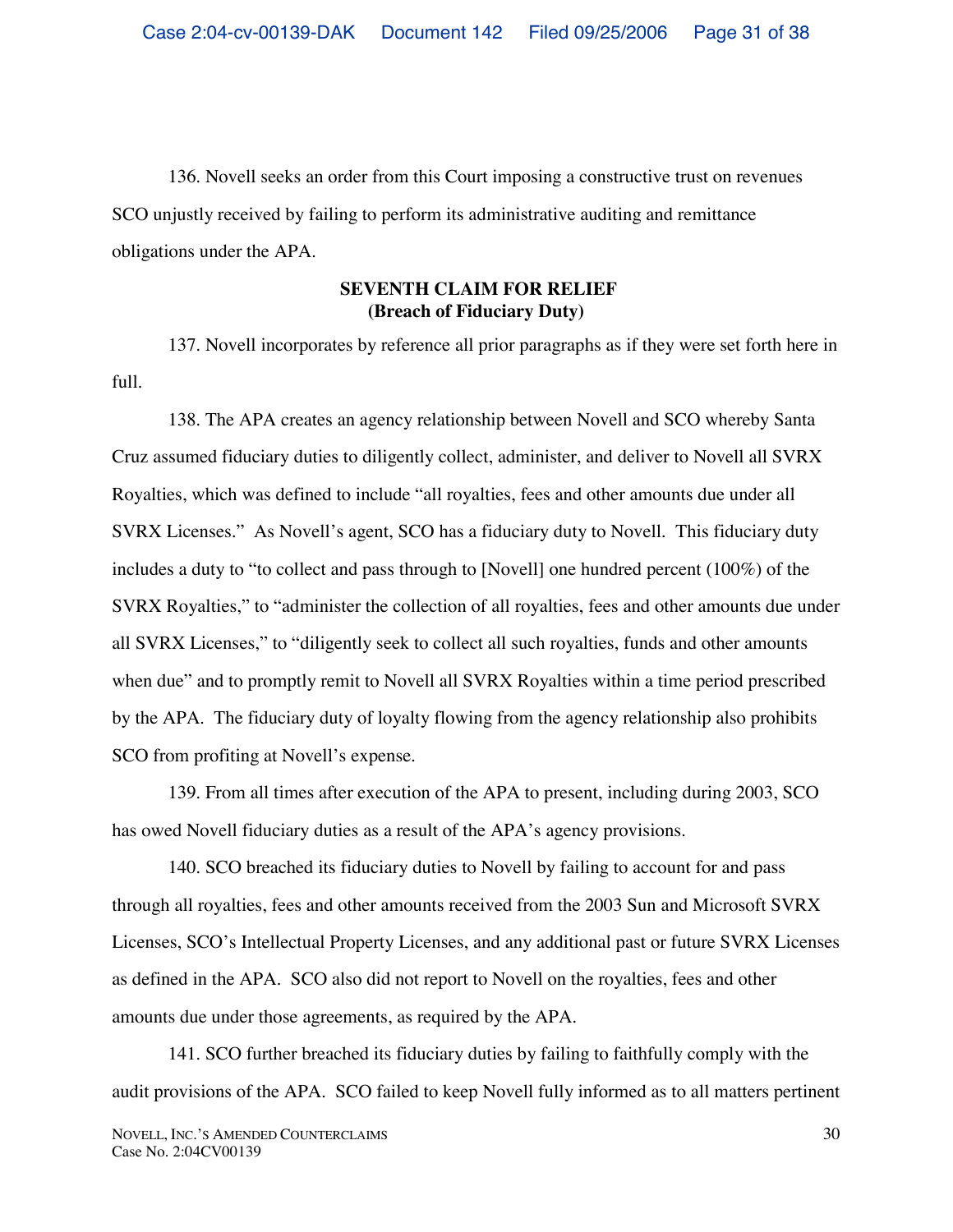136. Novell seeks an order from this Court imposing a constructive trust on revenues SCO unjustly received by failing to perform its administrative auditing and remittance obligations under the APA.

**SEVENTH CLAIM FOR RELIEF**
**(Breach of Fiduciary Duty)**

137. Novell incorporates by reference all prior paragraphs as if they were set forth here in full.

138. The APA creates an agency relationship between Novell and SCO whereby Santa Cruz assumed fiduciary duties to diligently collect, administer, and deliver to Novell all SVRX Royalties, which was defined to include "all royalties, fees and other amounts due under all SVRX Licenses." As Novell's agent, SCO has a fiduciary duty to Novell. This fiduciary duty includes a duty to "to collect and pass through to [Novell] one hundred percent (100%) of the SVRX Royalties," to "administer the collection of all royalties, fees and other amounts due under all SVRX Licenses," to "diligently seek to collect all such royalties, funds and other amounts when due" and to promptly remit to Novell all SVRX Royalties within a time period prescribed by the APA. The fiduciary duty of loyalty flowing from the agency relationship also prohibits SCO from profiting at Novell's expense.

139. From all times after execution of the APA to present, including during 2003, SCO has owed Novell fiduciary duties as a result of the APA's agency provisions.

140. SCO breached its fiduciary duties to Novell by failing to account for and pass through all royalties, fees and other amounts received from the 2003 Sun and Microsoft SVRX Licenses, SCO's Intellectual Property Licenses, and any additional past or future SVRX Licenses as defined in the APA. SCO also did not report to Novell on the royalties, fees and other amounts due under those agreements, as required by the APA.

141. SCO further breached its fiduciary duties by failing to faithfully comply with the audit provisions of the APA. SCO failed to keep Novell fully informed as to all matters pertinent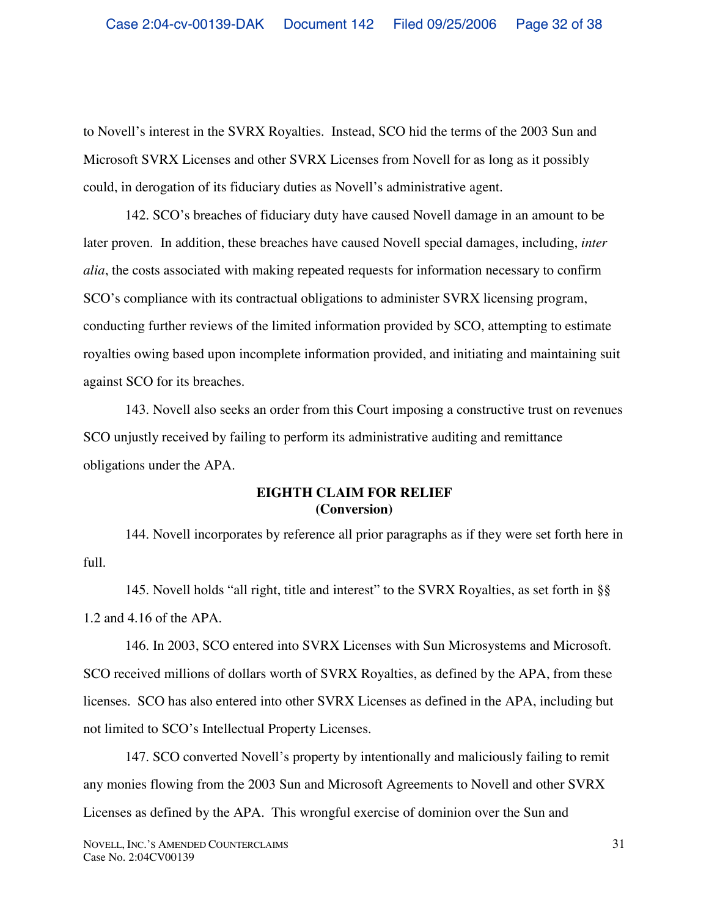to Novell's interest in the SVRX Royalties. Instead, SCO hid the terms of the 2003 Sun and Microsoft SVRX Licenses and other SVRX Licenses from Novell for as long as it possibly could, in derogation of its fiduciary duties as Novell's administrative agent.

142. SCO's breaches of fiduciary duty have caused Novell damage in an amount to be later proven. In addition, these breaches have caused Novell special damages, including, *inter alia*, the costs associated with making repeated requests for information necessary to confirm SCO's compliance with its contractual obligations to administer SVRX licensing program, conducting further reviews of the limited information provided by SCO, attempting to estimate royalties owing based upon incomplete information provided, and initiating and maintaining suit against SCO for its breaches.

143. Novell also seeks an order from this Court imposing a constructive trust on revenues SCO unjustly received by failing to perform its administrative auditing and remittance obligations under the APA.

**EIGHTH CLAIM FOR RELIEF**
**(Conversion)**

144. Novell incorporates by reference all prior paragraphs as if they were set forth here in full.

145. Novell holds "all right, title and interest" to the SVRX Royalties, as set forth in §§ 1.2 and 4.16 of the APA.

146. In 2003, SCO entered into SVRX Licenses with Sun Microsystems and Microsoft. SCO received millions of dollars worth of SVRX Royalties, as defined by the APA, from these licenses. SCO has also entered into other SVRX Licenses as defined in the APA, including but not limited to SCO's Intellectual Property Licenses.

147. SCO converted Novell's property by intentionally and maliciously failing to remit any monies flowing from the 2003 Sun and Microsoft Agreements to Novell and other SVRX Licenses as defined by the APA. This wrongful exercise of dominion over the Sun and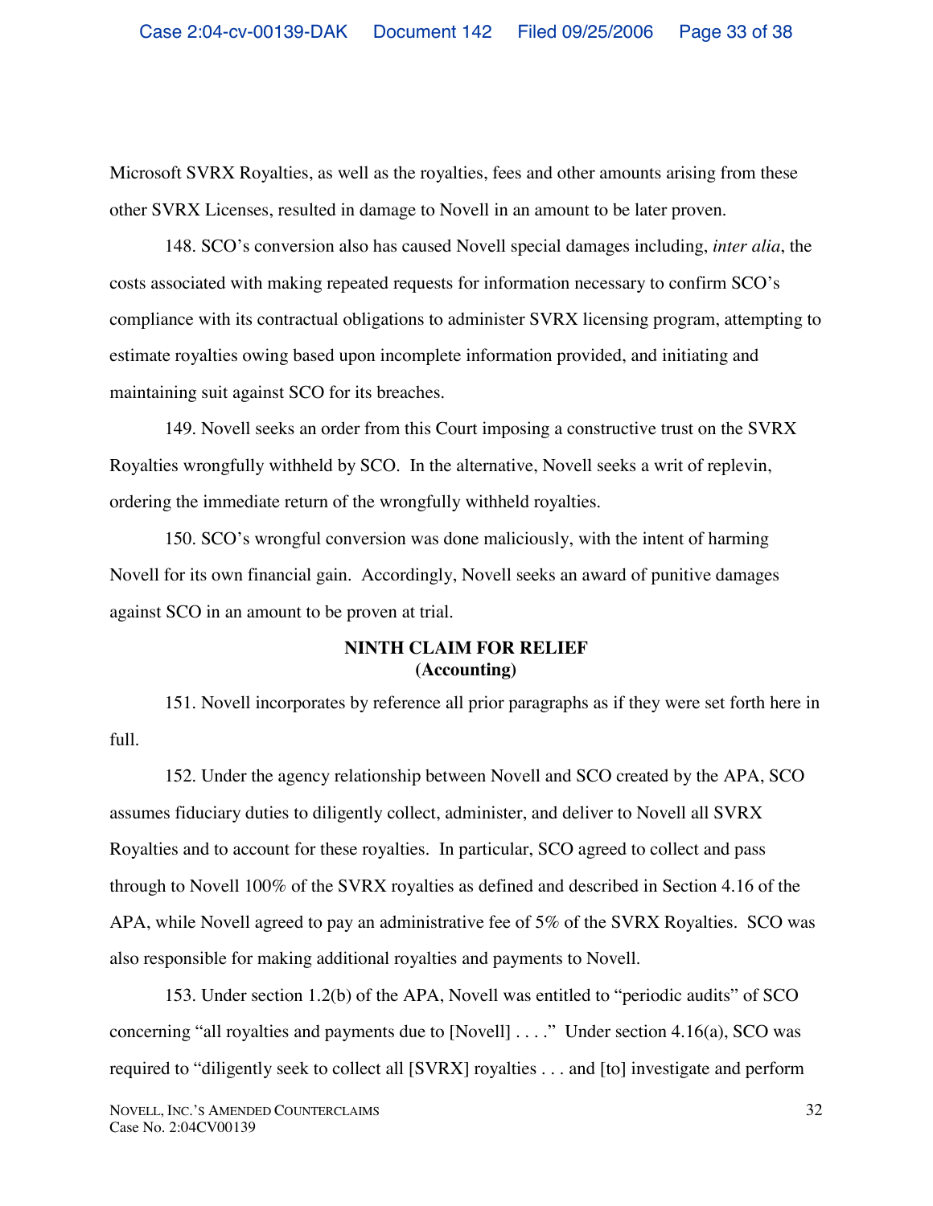Microsoft SVRX Royalties, as well as the royalties, fees and other amounts arising from these other SVRX Licenses, resulted in damage to Novell in an amount to be later proven.

148. SCO's conversion also has caused Novell special damages including, *inter alia*, the costs associated with making repeated requests for information necessary to confirm SCO's compliance with its contractual obligations to administer SVRX licensing program, attempting to estimate royalties owing based upon incomplete information provided, and initiating and maintaining suit against SCO for its breaches.

149. Novell seeks an order from this Court imposing a constructive trust on the SVRX Royalties wrongfully withheld by SCO. In the alternative, Novell seeks a writ of replevin, ordering the immediate return of the wrongfully withheld royalties.

150. SCO's wrongful conversion was done maliciously, with the intent of harming Novell for its own financial gain. Accordingly, Novell seeks an award of punitive damages against SCO in an amount to be proven at trial.

**NINTH CLAIM FOR RELIEF**
**(Accounting)**

151. Novell incorporates by reference all prior paragraphs as if they were set forth here in full.

152. Under the agency relationship between Novell and SCO created by the APA, SCO assumes fiduciary duties to diligently collect, administer, and deliver to Novell all SVRX Royalties and to account for these royalties. In particular, SCO agreed to collect and pass through to Novell 100% of the SVRX royalties as defined and described in Section 4.16 of the APA, while Novell agreed to pay an administrative fee of 5% of the SVRX Royalties. SCO was also responsible for making additional royalties and payments to Novell.

153. Under section 1.2(b) of the APA, Novell was entitled to "periodic audits" of SCO concerning "all royalties and payments due to [Novell] . . . ." Under section 4.16(a), SCO was required to "diligently seek to collect all [SVRX] royalties . . . and [to] investigate and perform

NOVELL, INC.'S AMENDED COUNTERCLAIMS
Case No. 2:04CV00139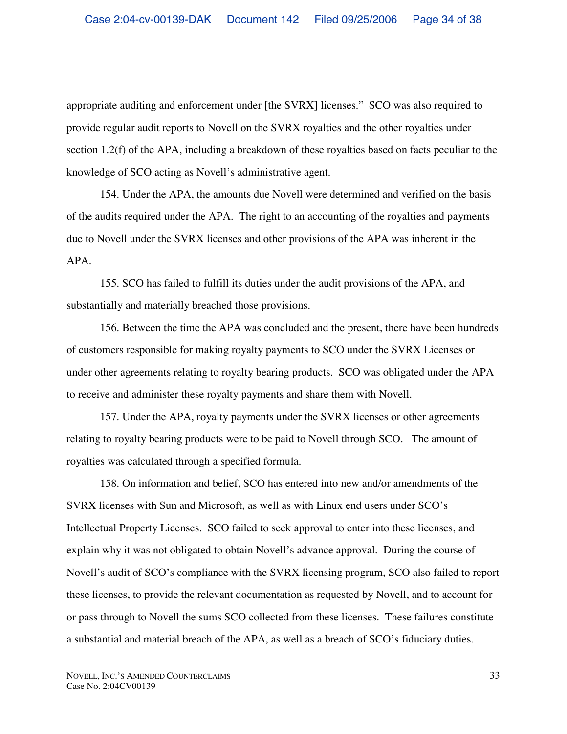appropriate auditing and enforcement under [the SVRX] licenses." SCO was also required to provide regular audit reports to Novell on the SVRX royalties and the other royalties under section 1.2(f) of the APA, including a breakdown of these royalties based on facts peculiar to the knowledge of SCO acting as Novell's administrative agent.

154. Under the APA, the amounts due Novell were determined and verified on the basis of the audits required under the APA. The right to an accounting of the royalties and payments due to Novell under the SVRX licenses and other provisions of the APA was inherent in the APA.

155. SCO has failed to fulfill its duties under the audit provisions of the APA, and substantially and materially breached those provisions.

156. Between the time the APA was concluded and the present, there have been hundreds of customers responsible for making royalty payments to SCO under the SVRX Licenses or under other agreements relating to royalty bearing products. SCO was obligated under the APA to receive and administer these royalty payments and share them with Novell.

157. Under the APA, royalty payments under the SVRX licenses or other agreements relating to royalty bearing products were to be paid to Novell through SCO. The amount of royalties was calculated through a specified formula.

158. On information and belief, SCO has entered into new and/or amendments of the SVRX licenses with Sun and Microsoft, as well as with Linux end users under SCO's Intellectual Property Licenses. SCO failed to seek approval to enter into these licenses, and explain why it was not obligated to obtain Novell's advance approval. During the course of Novell's audit of SCO's compliance with the SVRX licensing program, SCO also failed to report these licenses, to provide the relevant documentation as requested by Novell, and to account for or pass through to Novell the sums SCO collected from these licenses. These failures constitute a substantial and material breach of the APA, as well as a breach of SCO's fiduciary duties.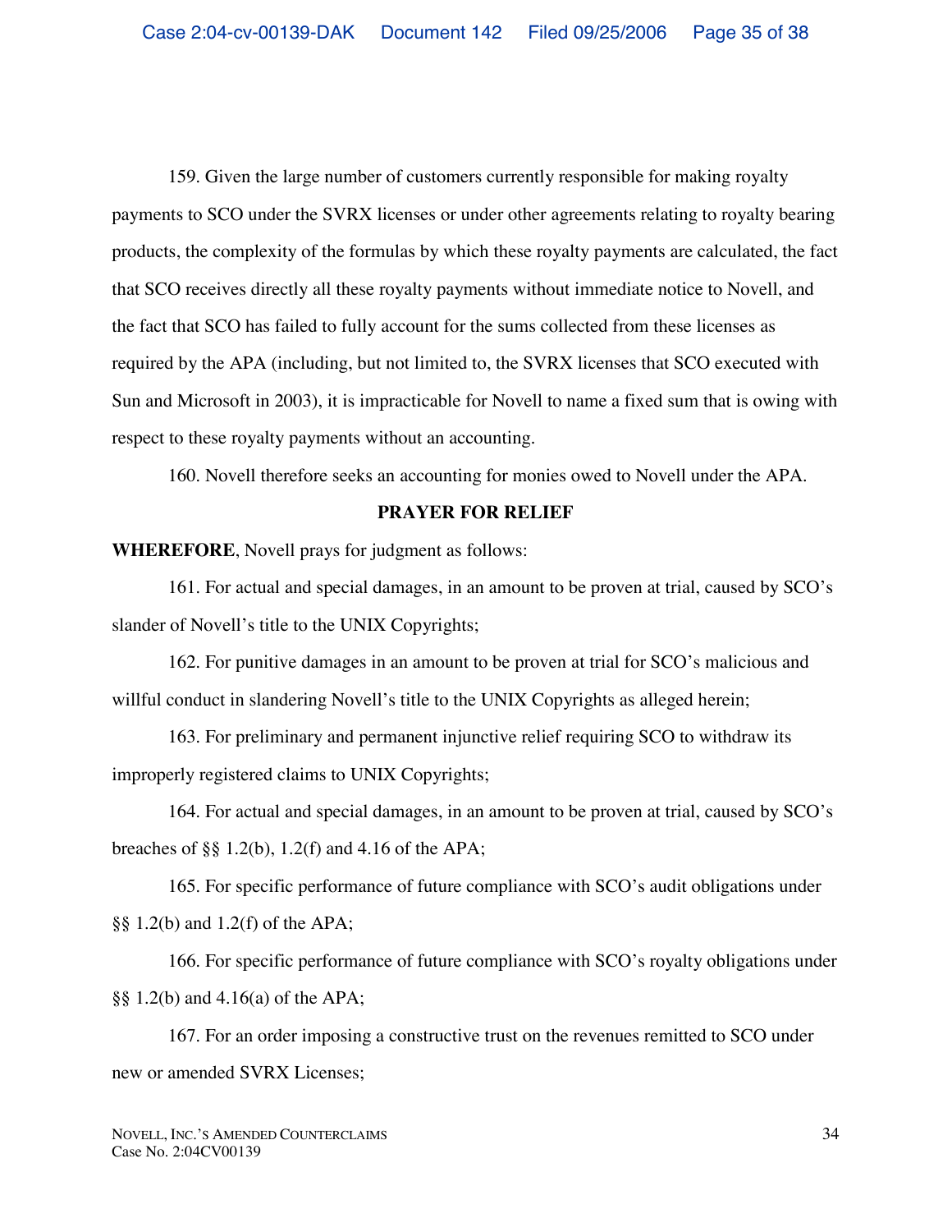159. Given the large number of customers currently responsible for making royalty payments to SCO under the SVRX licenses or under other agreements relating to royalty bearing products, the complexity of the formulas by which these royalty payments are calculated, the fact that SCO receives directly all these royalty payments without immediate notice to Novell, and the fact that SCO has failed to fully account for the sums collected from these licenses as required by the APA (including, but not limited to, the SVRX licenses that SCO executed with Sun and Microsoft in 2003), it is impracticable for Novell to name a fixed sum that is owing with respect to these royalty payments without an accounting.

160. Novell therefore seeks an accounting for monies owed to Novell under the APA.

## PRAYER FOR RELIEF

**WHEREFORE**, Novell prays for judgment as follows:

161. For actual and special damages, in an amount to be proven at trial, caused by SCO's slander of Novell's title to the UNIX Copyrights;

162. For punitive damages in an amount to be proven at trial for SCO's malicious and willful conduct in slandering Novell's title to the UNIX Copyrights as alleged herein;

163. For preliminary and permanent injunctive relief requiring SCO to withdraw its improperly registered claims to UNIX Copyrights;

164. For actual and special damages, in an amount to be proven at trial, caused by SCO's breaches of §§ 1.2(b), 1.2(f) and 4.16 of the APA;

165. For specific performance of future compliance with SCO's audit obligations under §§ 1.2(b) and 1.2(f) of the APA;

166. For specific performance of future compliance with SCO's royalty obligations under §§ 1.2(b) and 4.16(a) of the APA;

167. For an order imposing a constructive trust on the revenues remitted to SCO under new or amended SVRX Licenses;

NOVELL, INC.'S AMENDED COUNTERCLAIMS
Case No. 2:04CV00139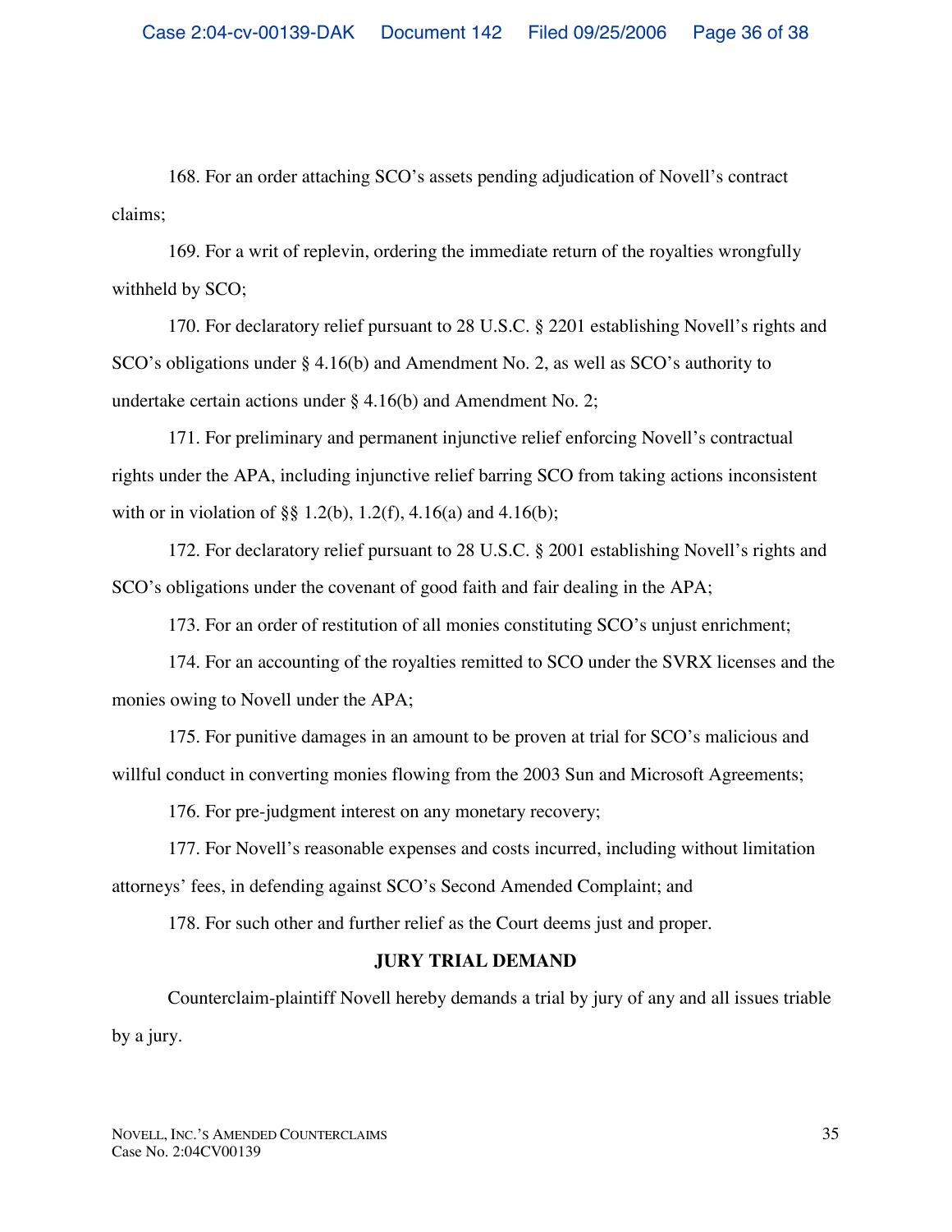168. For an order attaching SCO's assets pending adjudication of Novell's contract claims;

169. For a writ of replevin, ordering the immediate return of the royalties wrongfully withheld by SCO;

170. For declaratory relief pursuant to 28 U.S.C. § 2201 establishing Novell's rights and SCO's obligations under § 4.16(b) and Amendment No. 2, as well as SCO's authority to undertake certain actions under § 4.16(b) and Amendment No. 2;

171. For preliminary and permanent injunctive relief enforcing Novell's contractual rights under the APA, including injunctive relief barring SCO from taking actions inconsistent with or in violation of §§ 1.2(b), 1.2(f), 4.16(a) and 4.16(b);

172. For declaratory relief pursuant to 28 U.S.C. § 2001 establishing Novell's rights and SCO's obligations under the covenant of good faith and fair dealing in the APA;

173. For an order of restitution of all monies constituting SCO's unjust enrichment;

174. For an accounting of the royalties remitted to SCO under the SVRX licenses and the monies owing to Novell under the APA;

175. For punitive damages in an amount to be proven at trial for SCO's malicious and willful conduct in converting monies flowing from the 2003 Sun and Microsoft Agreements;

176. For pre-judgment interest on any monetary recovery;

177. For Novell's reasonable expenses and costs incurred, including without limitation attorneys' fees, in defending against SCO's Second Amended Complaint; and

178. For such other and further relief as the Court deems just and proper.

**JURY TRIAL DEMAND**

Counterclaim-plaintiff Novell hereby demands a trial by jury of any and all issues triable by a jury.

NOVELL, INC.'S AMENDED COUNTERCLAIMS
Case No. 2:04CV00139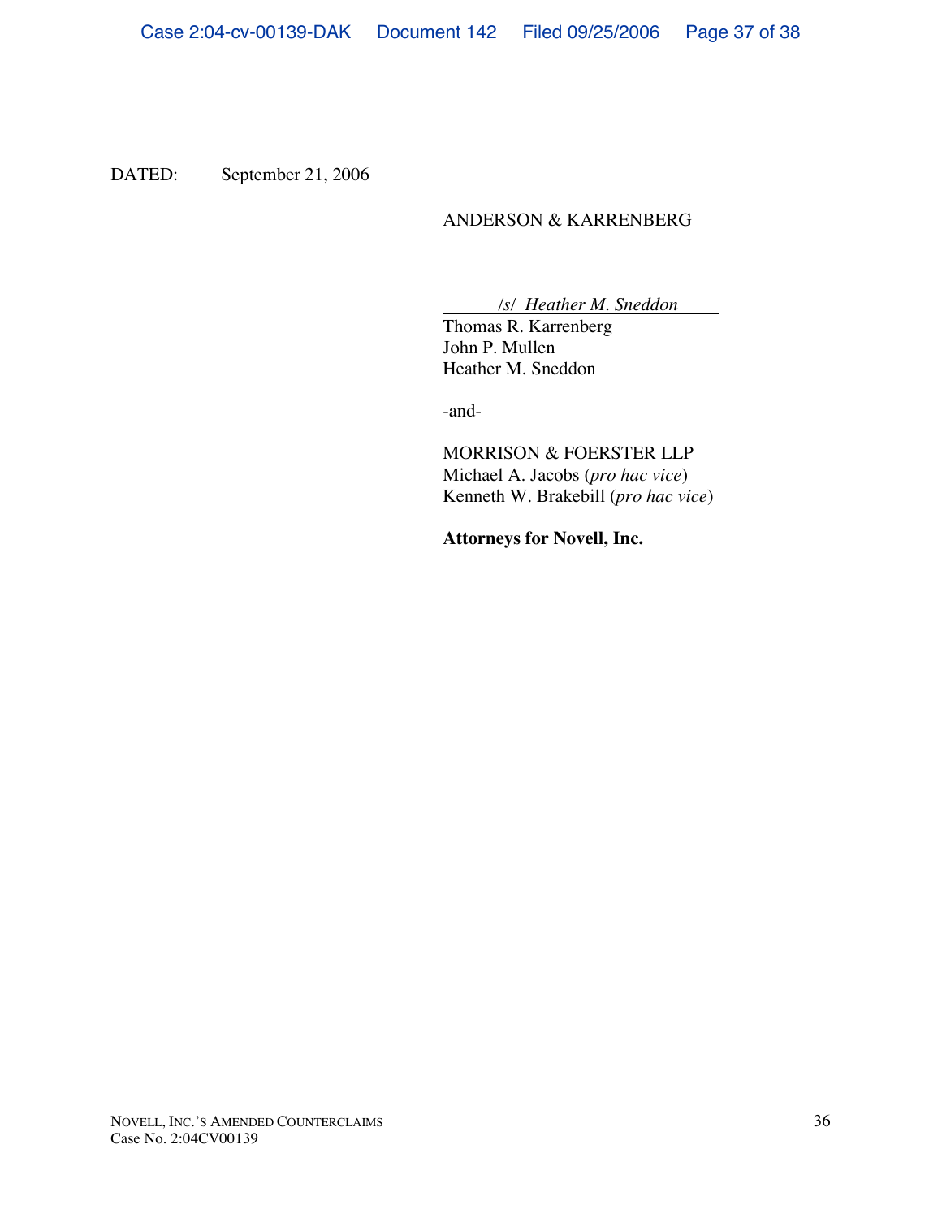DATED: September 21, 2006

ANDERSON & KARRENBERG

/s/ *Heather M. Sneddon*

Thomas R. Karrenberg
John P. Mullen
Heather M. Sneddon

-and-

MORRISON & FOERSTER LLP
Michael A. Jacobs (*pro hac vice*)
Kenneth W. Brakebill (*pro hac vice*)

**Attorneys for Novell, Inc.**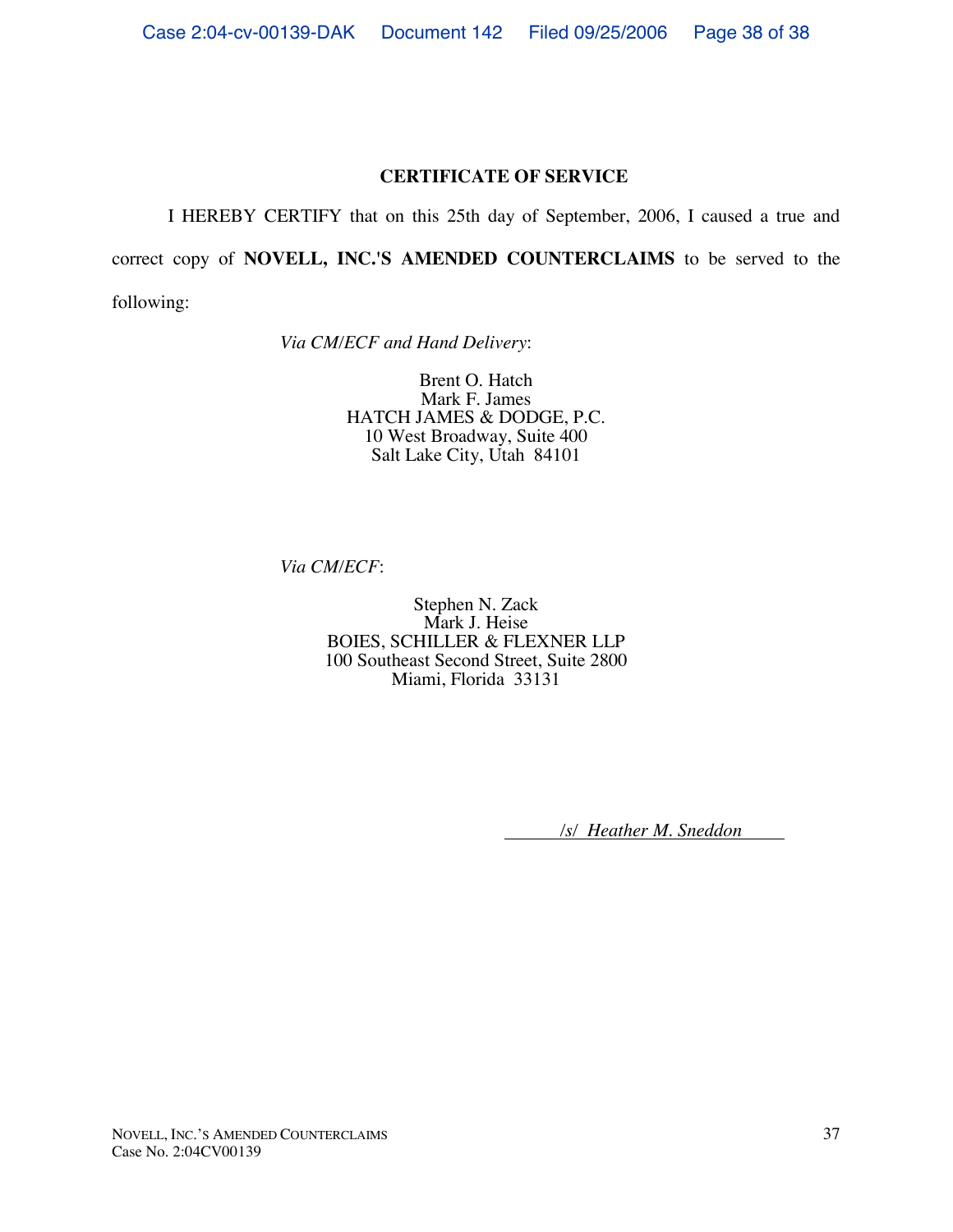## CERTIFICATE OF SERVICE

I HEREBY CERTIFY that on this 25th day of September, 2006, I caused a true and correct copy of **NOVELL, INC.'S AMENDED COUNTERCLAIMS** to be served to the following:

*Via CM/ECF and Hand Delivery*:

Brent O. Hatch
Mark F. James
HATCH JAMES & DODGE, P.C.
10 West Broadway, Suite 400
Salt Lake City, Utah 84101

*Via CM/ECF*:

Stephen N. Zack
Mark J. Heise
BOIES, SCHILLER & FLEXNER LLP
100 Southeast Second Street, Suite 2800
Miami, Florida 33131

*/s/ Heather M. Sneddon*

NOVELL, INC.'S AMENDED COUNTERCLAIMS
Case No. 2:04CV00139